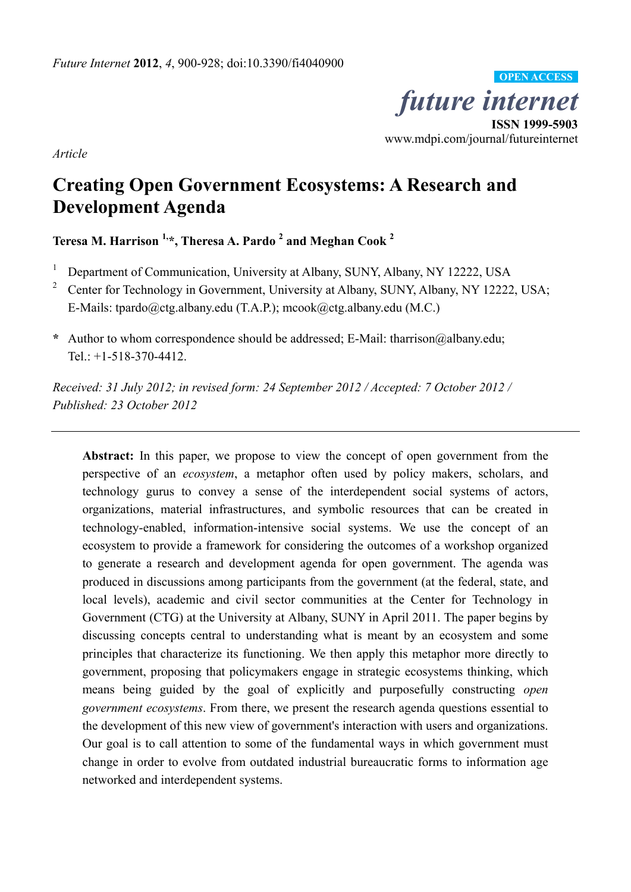*Article*

# Creating Open Government Ecosystems: A Research and Development Agenda

**Teresa M. Harrison [1,*], Theresa A. Pardo [2] and Meghan Cook [2]**

[1] Department of Communication, University at Albany, SUNY, Albany, NY 12222, USA

[2] Center for Technology in Government, University at Albany, SUNY, Albany, NY 12222, USA; E-Mails: tpardo@ctg.albany.edu (T.A.P.); mcook@ctg.albany.edu (M.C.)

**\*** Author to whom correspondence should be addressed; E-Mail: tharrison@albany.edu; Tel.: +1-518-370-4412.

*Received: 31 July 2012; in revised form: 24 September 2012 / Accepted: 7 October 2012 / Published: 23 October 2012*

---

**Abstract:** In this paper, we propose to view the concept of open government from the perspective of an *ecosystem*, a metaphor often used by policy makers, scholars, and technology gurus to convey a sense of the interdependent social systems of actors, organizations, material infrastructures, and symbolic resources that can be created in technology-enabled, information-intensive social systems. We use the concept of an ecosystem to provide a framework for considering the outcomes of a workshop organized to generate a research and development agenda for open government. The agenda was produced in discussions among participants from the government (at the federal, state, and local levels), academic and civil sector communities at the Center for Technology in Government (CTG) at the University at Albany, SUNY in April 2011. The paper begins by discussing concepts central to understanding what is meant by an ecosystem and some principles that characterize its functioning. We then apply this metaphor more directly to government, proposing that policymakers engage in strategic ecosystems thinking, which means being guided by the goal of explicitly and purposefully constructing *open government ecosystems*. From there, we present the research agenda questions essential to the development of this new view of government's interaction with users and organizations. Our goal is to call attention to some of the fundamental ways in which government must change in order to evolve from outdated industrial bureaucratic forms to information age networked and interdependent systems.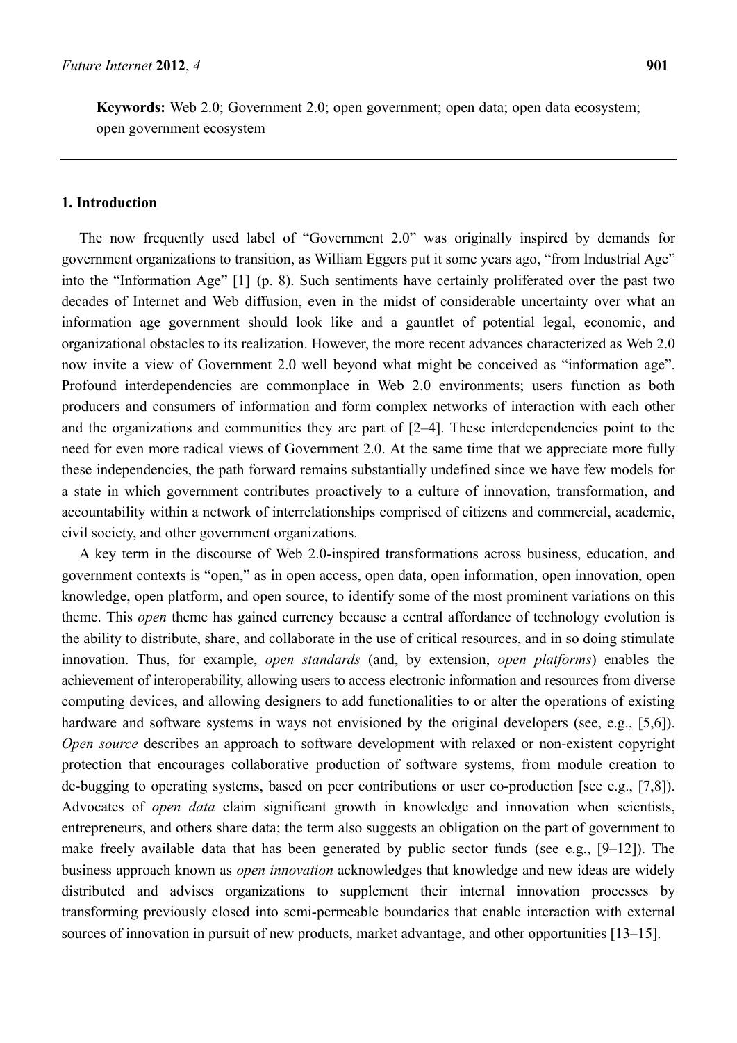**Keywords:** Web 2.0; Government 2.0; open government; open data; open data ecosystem; open government ecosystem

## 1. Introduction

The now frequently used label of "Government 2.0" was originally inspired by demands for government organizations to transition, as William Eggers put it some years ago, "from Industrial Age" into the "Information Age" [1] (p. 8). Such sentiments have certainly proliferated over the past two decades of Internet and Web diffusion, even in the midst of considerable uncertainty over what an information age government should look like and a gauntlet of potential legal, economic, and organizational obstacles to its realization. However, the more recent advances characterized as Web 2.0 now invite a view of Government 2.0 well beyond what might be conceived as "information age". Profound interdependencies are commonplace in Web 2.0 environments; users function as both producers and consumers of information and form complex networks of interaction with each other and the organizations and communities they are part of [2–4]. These interdependencies point to the need for even more radical views of Government 2.0. At the same time that we appreciate more fully these independencies, the path forward remains substantially undefined since we have few models for a state in which government contributes proactively to a culture of innovation, transformation, and accountability within a network of interrelationships comprised of citizens and commercial, academic, civil society, and other government organizations.

A key term in the discourse of Web 2.0-inspired transformations across business, education, and government contexts is "open," as in open access, open data, open information, open innovation, open knowledge, open platform, and open source, to identify some of the most prominent variations on this theme. This *open* theme has gained currency because a central affordance of technology evolution is the ability to distribute, share, and collaborate in the use of critical resources, and in so doing stimulate innovation. Thus, for example, *open standards* (and, by extension, *open platforms*) enables the achievement of interoperability, allowing users to access electronic information and resources from diverse computing devices, and allowing designers to add functionalities to or alter the operations of existing hardware and software systems in ways not envisioned by the original developers (see, e.g., [5,6]). *Open source* describes an approach to software development with relaxed or non-existent copyright protection that encourages collaborative production of software systems, from module creation to de-bugging to operating systems, based on peer contributions or user co-production [see e.g., [7,8]). Advocates of *open data* claim significant growth in knowledge and innovation when scientists, entrepreneurs, and others share data; the term also suggests an obligation on the part of government to make freely available data that has been generated by public sector funds (see e.g., [9–12]). The business approach known as *open innovation* acknowledges that knowledge and new ideas are widely distributed and advises organizations to supplement their internal innovation processes by transforming previously closed into semi-permeable boundaries that enable interaction with external sources of innovation in pursuit of new products, market advantage, and other opportunities [13–15].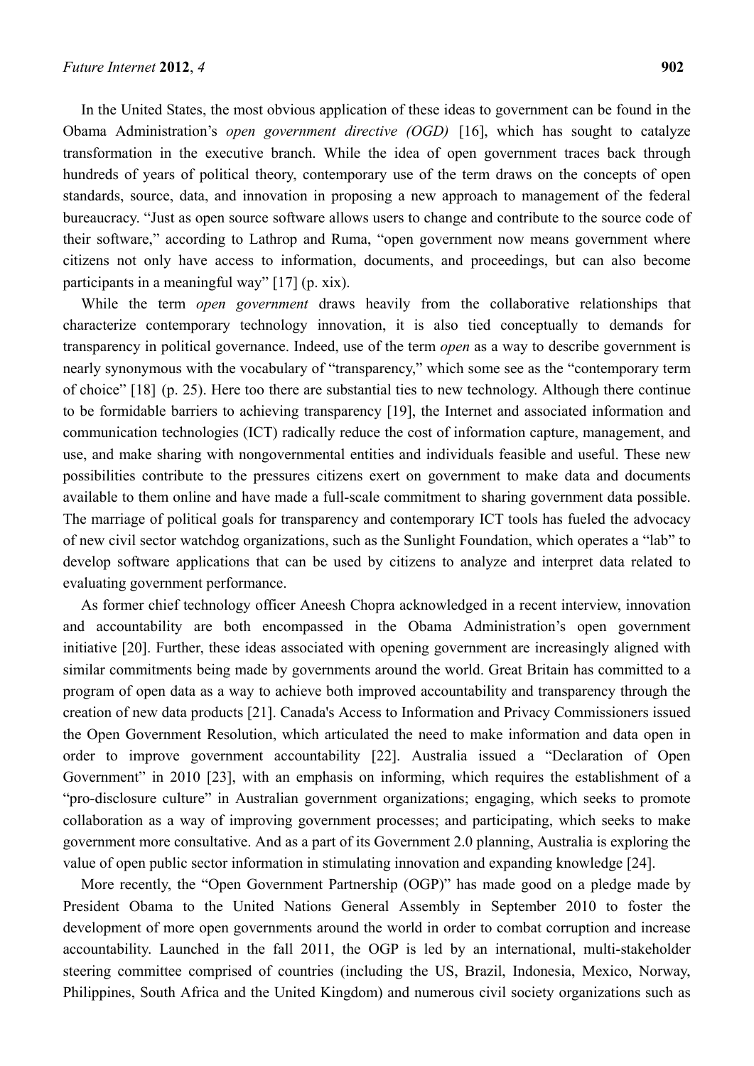In the United States, the most obvious application of these ideas to government can be found in the Obama Administration's *open government directive (OGD)* [16], which has sought to catalyze transformation in the executive branch. While the idea of open government traces back through hundreds of years of political theory, contemporary use of the term draws on the concepts of open standards, source, data, and innovation in proposing a new approach to management of the federal bureaucracy. "Just as open source software allows users to change and contribute to the source code of their software," according to Lathrop and Ruma, "open government now means government where citizens not only have access to information, documents, and proceedings, but can also become participants in a meaningful way" [17] (p. xix).

While the term *open government* draws heavily from the collaborative relationships that characterize contemporary technology innovation, it is also tied conceptually to demands for transparency in political governance. Indeed, use of the term *open* as a way to describe government is nearly synonymous with the vocabulary of "transparency," which some see as the "contemporary term of choice" [18] (p. 25). Here too there are substantial ties to new technology. Although there continue to be formidable barriers to achieving transparency [19], the Internet and associated information and communication technologies (ICT) radically reduce the cost of information capture, management, and use, and make sharing with nongovernmental entities and individuals feasible and useful. These new possibilities contribute to the pressures citizens exert on government to make data and documents available to them online and have made a full-scale commitment to sharing government data possible. The marriage of political goals for transparency and contemporary ICT tools has fueled the advocacy of new civil sector watchdog organizations, such as the Sunlight Foundation, which operates a "lab" to develop software applications that can be used by citizens to analyze and interpret data related to evaluating government performance.

As former chief technology officer Aneesh Chopra acknowledged in a recent interview, innovation and accountability are both encompassed in the Obama Administration's open government initiative [20]. Further, these ideas associated with opening government are increasingly aligned with similar commitments being made by governments around the world. Great Britain has committed to a program of open data as a way to achieve both improved accountability and transparency through the creation of new data products [21]. Canada's Access to Information and Privacy Commissioners issued the Open Government Resolution, which articulated the need to make information and data open in order to improve government accountability [22]. Australia issued a "Declaration of Open Government" in 2010 [23], with an emphasis on informing, which requires the establishment of a "pro-disclosure culture" in Australian government organizations; engaging, which seeks to promote collaboration as a way of improving government processes; and participating, which seeks to make government more consultative. And as a part of its Government 2.0 planning, Australia is exploring the value of open public sector information in stimulating innovation and expanding knowledge [24].

More recently, the "Open Government Partnership (OGP)" has made good on a pledge made by President Obama to the United Nations General Assembly in September 2010 to foster the development of more open governments around the world in order to combat corruption and increase accountability. Launched in the fall 2011, the OGP is led by an international, multi-stakeholder steering committee comprised of countries (including the US, Brazil, Indonesia, Mexico, Norway, Philippines, South Africa and the United Kingdom) and numerous civil society organizations such as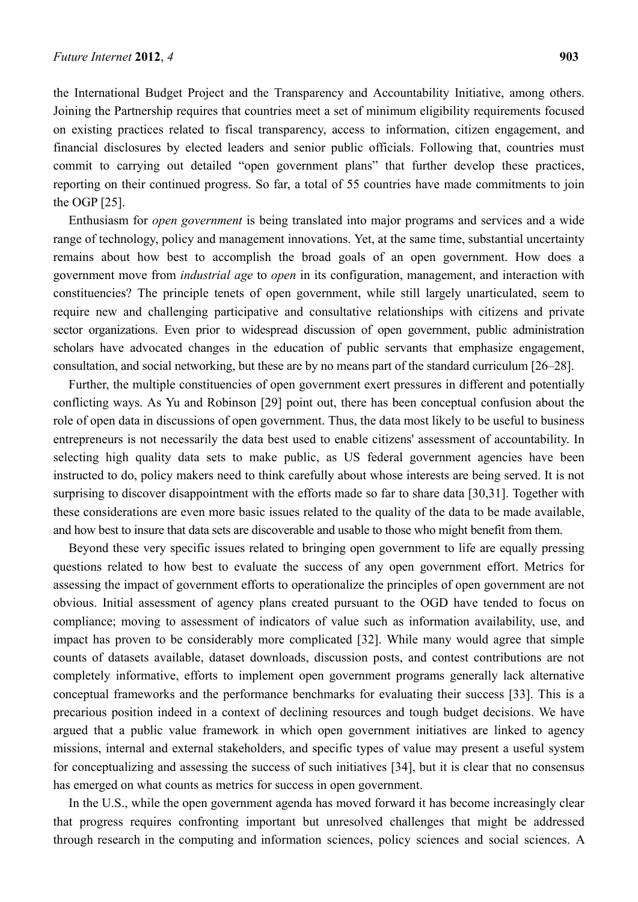the International Budget Project and the Transparency and Accountability Initiative, among others. Joining the Partnership requires that countries meet a set of minimum eligibility requirements focused on existing practices related to fiscal transparency, access to information, citizen engagement, and financial disclosures by elected leaders and senior public officials. Following that, countries must commit to carrying out detailed "open government plans" that further develop these practices, reporting on their continued progress. So far, a total of 55 countries have made commitments to join the OGP [25].

Enthusiasm for *open government* is being translated into major programs and services and a wide range of technology, policy and management innovations. Yet, at the same time, substantial uncertainty remains about how best to accomplish the broad goals of an open government. How does a government move from *industrial age* to *open* in its configuration, management, and interaction with constituencies? The principle tenets of open government, while still largely unarticulated, seem to require new and challenging participative and consultative relationships with citizens and private sector organizations. Even prior to widespread discussion of open government, public administration scholars have advocated changes in the education of public servants that emphasize engagement, consultation, and social networking, but these are by no means part of the standard curriculum [26–28].

Further, the multiple constituencies of open government exert pressures in different and potentially conflicting ways. As Yu and Robinson [29] point out, there has been conceptual confusion about the role of open data in discussions of open government. Thus, the data most likely to be useful to business entrepreneurs is not necessarily the data best used to enable citizens' assessment of accountability. In selecting high quality data sets to make public, as US federal government agencies have been instructed to do, policy makers need to think carefully about whose interests are being served. It is not surprising to discover disappointment with the efforts made so far to share data [30,31]. Together with these considerations are even more basic issues related to the quality of the data to be made available, and how best to insure that data sets are discoverable and usable to those who might benefit from them.

Beyond these very specific issues related to bringing open government to life are equally pressing questions related to how best to evaluate the success of any open government effort. Metrics for assessing the impact of government efforts to operationalize the principles of open government are not obvious. Initial assessment of agency plans created pursuant to the OGD have tended to focus on compliance; moving to assessment of indicators of value such as information availability, use, and impact has proven to be considerably more complicated [32]. While many would agree that simple counts of datasets available, dataset downloads, discussion posts, and contest contributions are not completely informative, efforts to implement open government programs generally lack alternative conceptual frameworks and the performance benchmarks for evaluating their success [33]. This is a precarious position indeed in a context of declining resources and tough budget decisions. We have argued that a public value framework in which open government initiatives are linked to agency missions, internal and external stakeholders, and specific types of value may present a useful system for conceptualizing and assessing the success of such initiatives [34], but it is clear that no consensus has emerged on what counts as metrics for success in open government.

In the U.S., while the open government agenda has moved forward it has become increasingly clear that progress requires confronting important but unresolved challenges that might be addressed through research in the computing and information sciences, policy sciences and social sciences. A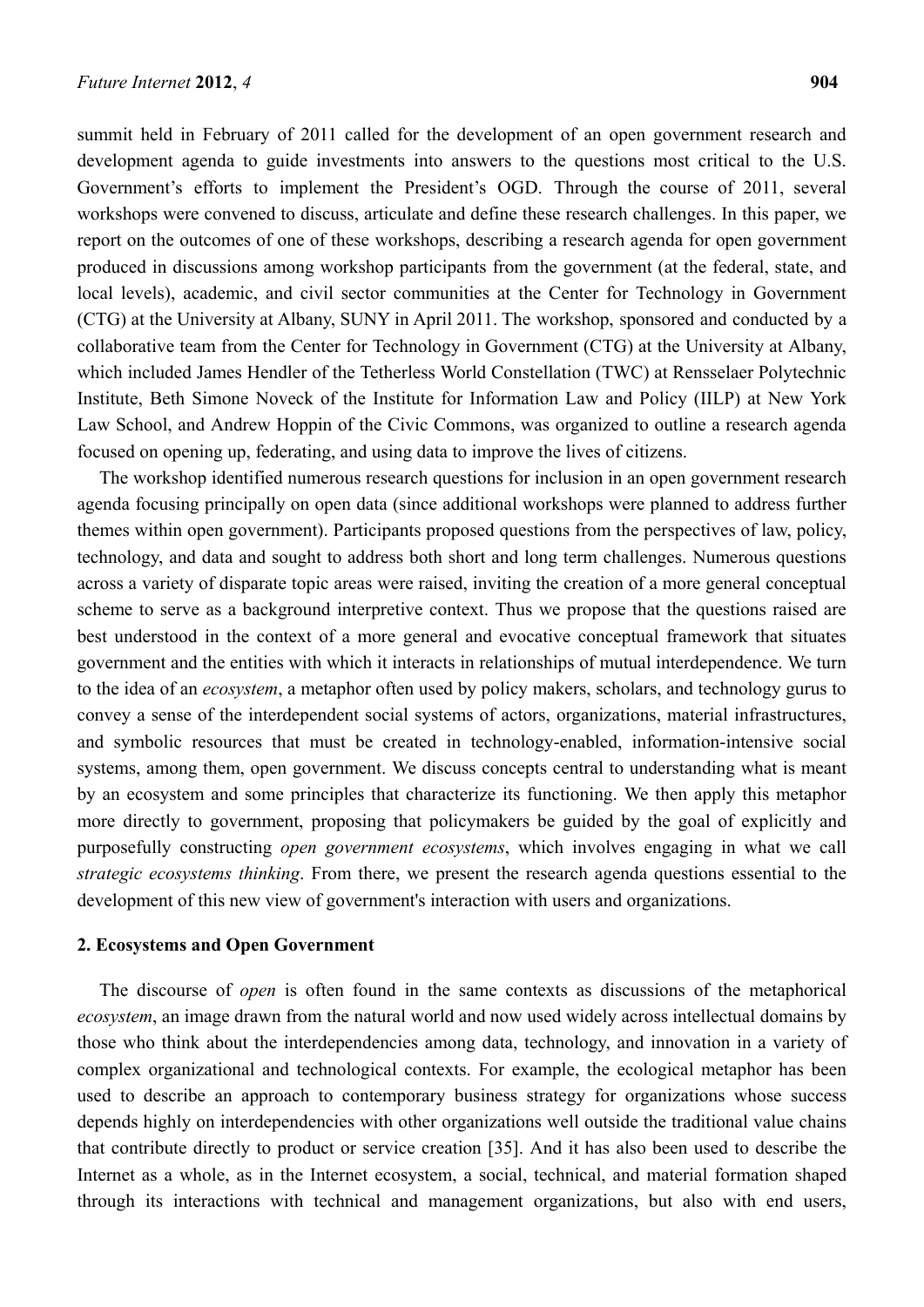summit held in February of 2011 called for the development of an open government research and development agenda to guide investments into answers to the questions most critical to the U.S. Government's efforts to implement the President's OGD. Through the course of 2011, several workshops were convened to discuss, articulate and define these research challenges. In this paper, we report on the outcomes of one of these workshops, describing a research agenda for open government produced in discussions among workshop participants from the government (at the federal, state, and local levels), academic, and civil sector communities at the Center for Technology in Government (CTG) at the University at Albany, SUNY in April 2011. The workshop, sponsored and conducted by a collaborative team from the Center for Technology in Government (CTG) at the University at Albany, which included James Hendler of the Tetherless World Constellation (TWC) at Rensselaer Polytechnic Institute, Beth Simone Noveck of the Institute for Information Law and Policy (IILP) at New York Law School, and Andrew Hoppin of the Civic Commons, was organized to outline a research agenda focused on opening up, federating, and using data to improve the lives of citizens.

The workshop identified numerous research questions for inclusion in an open government research agenda focusing principally on open data (since additional workshops were planned to address further themes within open government). Participants proposed questions from the perspectives of law, policy, technology, and data and sought to address both short and long term challenges. Numerous questions across a variety of disparate topic areas were raised, inviting the creation of a more general conceptual scheme to serve as a background interpretive context. Thus we propose that the questions raised are best understood in the context of a more general and evocative conceptual framework that situates government and the entities with which it interacts in relationships of mutual interdependence. We turn to the idea of an *ecosystem*, a metaphor often used by policy makers, scholars, and technology gurus to convey a sense of the interdependent social systems of actors, organizations, material infrastructures, and symbolic resources that must be created in technology-enabled, information-intensive social systems, among them, open government. We discuss concepts central to understanding what is meant by an ecosystem and some principles that characterize its functioning. We then apply this metaphor more directly to government, proposing that policymakers be guided by the goal of explicitly and purposefully constructing *open government ecosystems*, which involves engaging in what we call *strategic ecosystems thinking*. From there, we present the research agenda questions essential to the development of this new view of government's interaction with users and organizations.

## 2. Ecosystems and Open Government

The discourse of *open* is often found in the same contexts as discussions of the metaphorical *ecosystem*, an image drawn from the natural world and now used widely across intellectual domains by those who think about the interdependencies among data, technology, and innovation in a variety of complex organizational and technological contexts. For example, the ecological metaphor has been used to describe an approach to contemporary business strategy for organizations whose success depends highly on interdependencies with other organizations well outside the traditional value chains that contribute directly to product or service creation [35]. And it has also been used to describe the Internet as a whole, as in the Internet ecosystem, a social, technical, and material formation shaped through its interactions with technical and management organizations, but also with end users,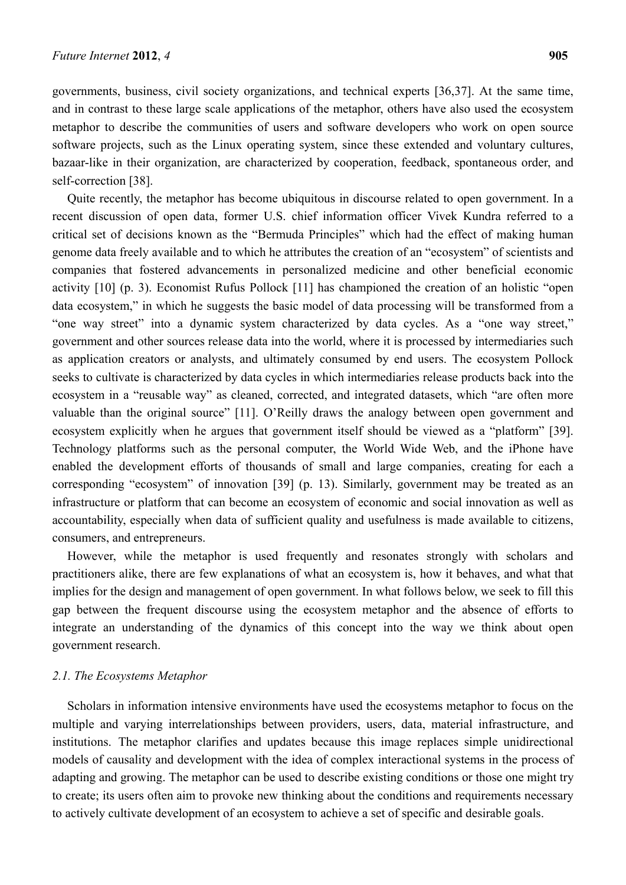governments, business, civil society organizations, and technical experts [36,37]. At the same time, and in contrast to these large scale applications of the metaphor, others have also used the ecosystem metaphor to describe the communities of users and software developers who work on open source software projects, such as the Linux operating system, since these extended and voluntary cultures, bazaar-like in their organization, are characterized by cooperation, feedback, spontaneous order, and self-correction [38].

Quite recently, the metaphor has become ubiquitous in discourse related to open government. In a recent discussion of open data, former U.S. chief information officer Vivek Kundra referred to a critical set of decisions known as the "Bermuda Principles" which had the effect of making human genome data freely available and to which he attributes the creation of an "ecosystem" of scientists and companies that fostered advancements in personalized medicine and other beneficial economic activity [10] (p. 3). Economist Rufus Pollock [11] has championed the creation of an holistic "open data ecosystem," in which he suggests the basic model of data processing will be transformed from a "one way street" into a dynamic system characterized by data cycles. As a "one way street," government and other sources release data into the world, where it is processed by intermediaries such as application creators or analysts, and ultimately consumed by end users. The ecosystem Pollock seeks to cultivate is characterized by data cycles in which intermediaries release products back into the ecosystem in a "reusable way" as cleaned, corrected, and integrated datasets, which "are often more valuable than the original source" [11]. O'Reilly draws the analogy between open government and ecosystem explicitly when he argues that government itself should be viewed as a "platform" [39]. Technology platforms such as the personal computer, the World Wide Web, and the iPhone have enabled the development efforts of thousands of small and large companies, creating for each a corresponding "ecosystem" of innovation [39] (p. 13). Similarly, government may be treated as an infrastructure or platform that can become an ecosystem of economic and social innovation as well as accountability, especially when data of sufficient quality and usefulness is made available to citizens, consumers, and entrepreneurs.

However, while the metaphor is used frequently and resonates strongly with scholars and practitioners alike, there are few explanations of what an ecosystem is, how it behaves, and what that implies for the design and management of open government. In what follows below, we seek to fill this gap between the frequent discourse using the ecosystem metaphor and the absence of efforts to integrate an understanding of the dynamics of this concept into the way we think about open government research.

### *2.1. The Ecosystems Metaphor*

Scholars in information intensive environments have used the ecosystems metaphor to focus on the multiple and varying interrelationships between providers, users, data, material infrastructure, and institutions. The metaphor clarifies and updates because this image replaces simple unidirectional models of causality and development with the idea of complex interactional systems in the process of adapting and growing. The metaphor can be used to describe existing conditions or those one might try to create; its users often aim to provoke new thinking about the conditions and requirements necessary to actively cultivate development of an ecosystem to achieve a set of specific and desirable goals.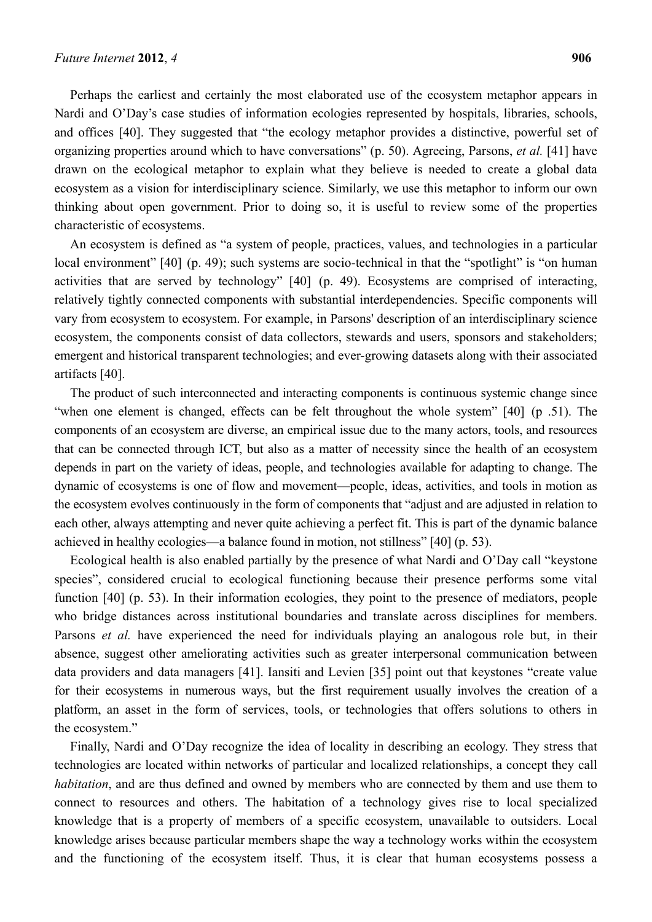Perhaps the earliest and certainly the most elaborated use of the ecosystem metaphor appears in Nardi and O'Day's case studies of information ecologies represented by hospitals, libraries, schools, and offices [40]. They suggested that "the ecology metaphor provides a distinctive, powerful set of organizing properties around which to have conversations" (p. 50). Agreeing, Parsons, *et al.* [41] have drawn on the ecological metaphor to explain what they believe is needed to create a global data ecosystem as a vision for interdisciplinary science. Similarly, we use this metaphor to inform our own thinking about open government. Prior to doing so, it is useful to review some of the properties characteristic of ecosystems.

An ecosystem is defined as "a system of people, practices, values, and technologies in a particular local environment" [40] (p. 49); such systems are socio-technical in that the "spotlight" is "on human activities that are served by technology" [40] (p. 49). Ecosystems are comprised of interacting, relatively tightly connected components with substantial interdependencies. Specific components will vary from ecosystem to ecosystem. For example, in Parsons' description of an interdisciplinary science ecosystem, the components consist of data collectors, stewards and users, sponsors and stakeholders; emergent and historical transparent technologies; and ever-growing datasets along with their associated artifacts [40].

The product of such interconnected and interacting components is continuous systemic change since "when one element is changed, effects can be felt throughout the whole system" [40] (p .51). The components of an ecosystem are diverse, an empirical issue due to the many actors, tools, and resources that can be connected through ICT, but also as a matter of necessity since the health of an ecosystem depends in part on the variety of ideas, people, and technologies available for adapting to change. The dynamic of ecosystems is one of flow and movement—people, ideas, activities, and tools in motion as the ecosystem evolves continuously in the form of components that "adjust and are adjusted in relation to each other, always attempting and never quite achieving a perfect fit. This is part of the dynamic balance achieved in healthy ecologies—a balance found in motion, not stillness" [40] (p. 53).

Ecological health is also enabled partially by the presence of what Nardi and O'Day call "keystone species", considered crucial to ecological functioning because their presence performs some vital function [40] (p. 53). In their information ecologies, they point to the presence of mediators, people who bridge distances across institutional boundaries and translate across disciplines for members. Parsons *et al.* have experienced the need for individuals playing an analogous role but, in their absence, suggest other ameliorating activities such as greater interpersonal communication between data providers and data managers [41]. Iansiti and Levien [35] point out that keystones "create value for their ecosystems in numerous ways, but the first requirement usually involves the creation of a platform, an asset in the form of services, tools, or technologies that offers solutions to others in the ecosystem."

Finally, Nardi and O'Day recognize the idea of locality in describing an ecology. They stress that technologies are located within networks of particular and localized relationships, a concept they call *habitation*, and are thus defined and owned by members who are connected by them and use them to connect to resources and others. The habitation of a technology gives rise to local specialized knowledge that is a property of members of a specific ecosystem, unavailable to outsiders. Local knowledge arises because particular members shape the way a technology works within the ecosystem and the functioning of the ecosystem itself. Thus, it is clear that human ecosystems possess a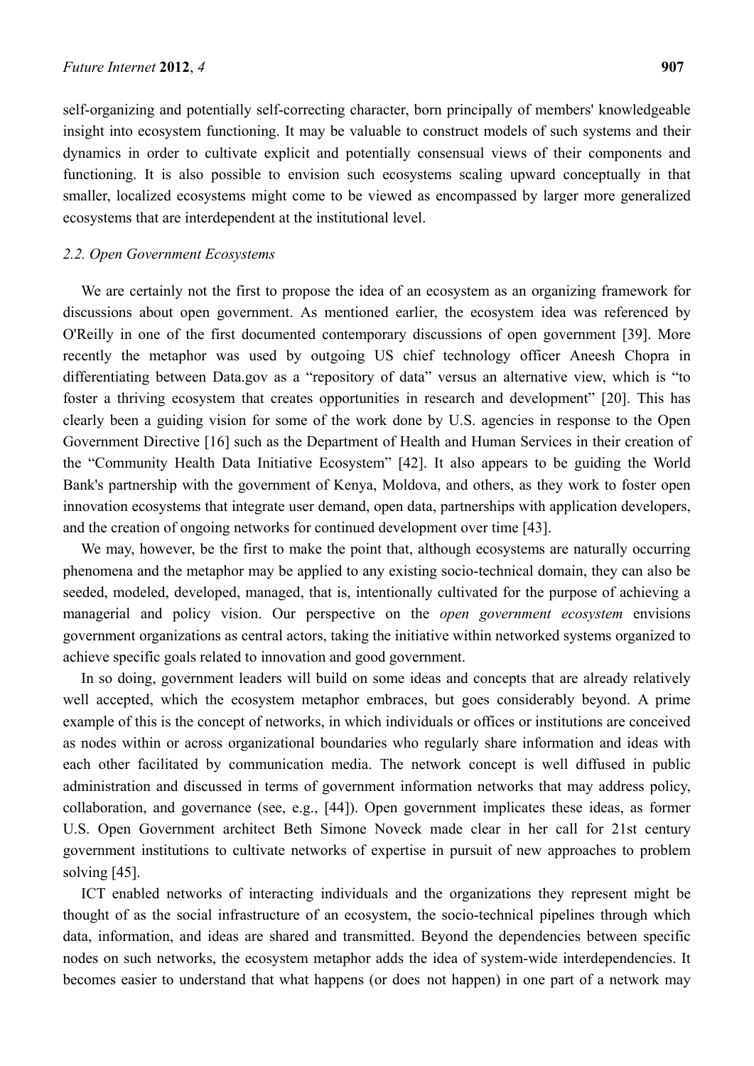self-organizing and potentially self-correcting character, born principally of members' knowledgeable insight into ecosystem functioning. It may be valuable to construct models of such systems and their dynamics in order to cultivate explicit and potentially consensual views of their components and functioning. It is also possible to envision such ecosystems scaling upward conceptually in that smaller, localized ecosystems might come to be viewed as encompassed by larger more generalized ecosystems that are interdependent at the institutional level.

### *2.2. Open Government Ecosystems*

We are certainly not the first to propose the idea of an ecosystem as an organizing framework for discussions about open government. As mentioned earlier, the ecosystem idea was referenced by O'Reilly in one of the first documented contemporary discussions of open government [39]. More recently the metaphor was used by outgoing US chief technology officer Aneesh Chopra in differentiating between Data.gov as a "repository of data" versus an alternative view, which is "to foster a thriving ecosystem that creates opportunities in research and development" [20]. This has clearly been a guiding vision for some of the work done by U.S. agencies in response to the Open Government Directive [16] such as the Department of Health and Human Services in their creation of the "Community Health Data Initiative Ecosystem" [42]. It also appears to be guiding the World Bank's partnership with the government of Kenya, Moldova, and others, as they work to foster open innovation ecosystems that integrate user demand, open data, partnerships with application developers, and the creation of ongoing networks for continued development over time [43].

We may, however, be the first to make the point that, although ecosystems are naturally occurring phenomena and the metaphor may be applied to any existing socio-technical domain, they can also be seeded, modeled, developed, managed, that is, intentionally cultivated for the purpose of achieving a managerial and policy vision. Our perspective on the *open government ecosystem* envisions government organizations as central actors, taking the initiative within networked systems organized to achieve specific goals related to innovation and good government.

In so doing, government leaders will build on some ideas and concepts that are already relatively well accepted, which the ecosystem metaphor embraces, but goes considerably beyond. A prime example of this is the concept of networks, in which individuals or offices or institutions are conceived as nodes within or across organizational boundaries who regularly share information and ideas with each other facilitated by communication media. The network concept is well diffused in public administration and discussed in terms of government information networks that may address policy, collaboration, and governance (see, e.g., [44]). Open government implicates these ideas, as former U.S. Open Government architect Beth Simone Noveck made clear in her call for 21st century government institutions to cultivate networks of expertise in pursuit of new approaches to problem solving [45].

ICT enabled networks of interacting individuals and the organizations they represent might be thought of as the social infrastructure of an ecosystem, the socio-technical pipelines through which data, information, and ideas are shared and transmitted. Beyond the dependencies between specific nodes on such networks, the ecosystem metaphor adds the idea of system-wide interdependencies. It becomes easier to understand that what happens (or does not happen) in one part of a network may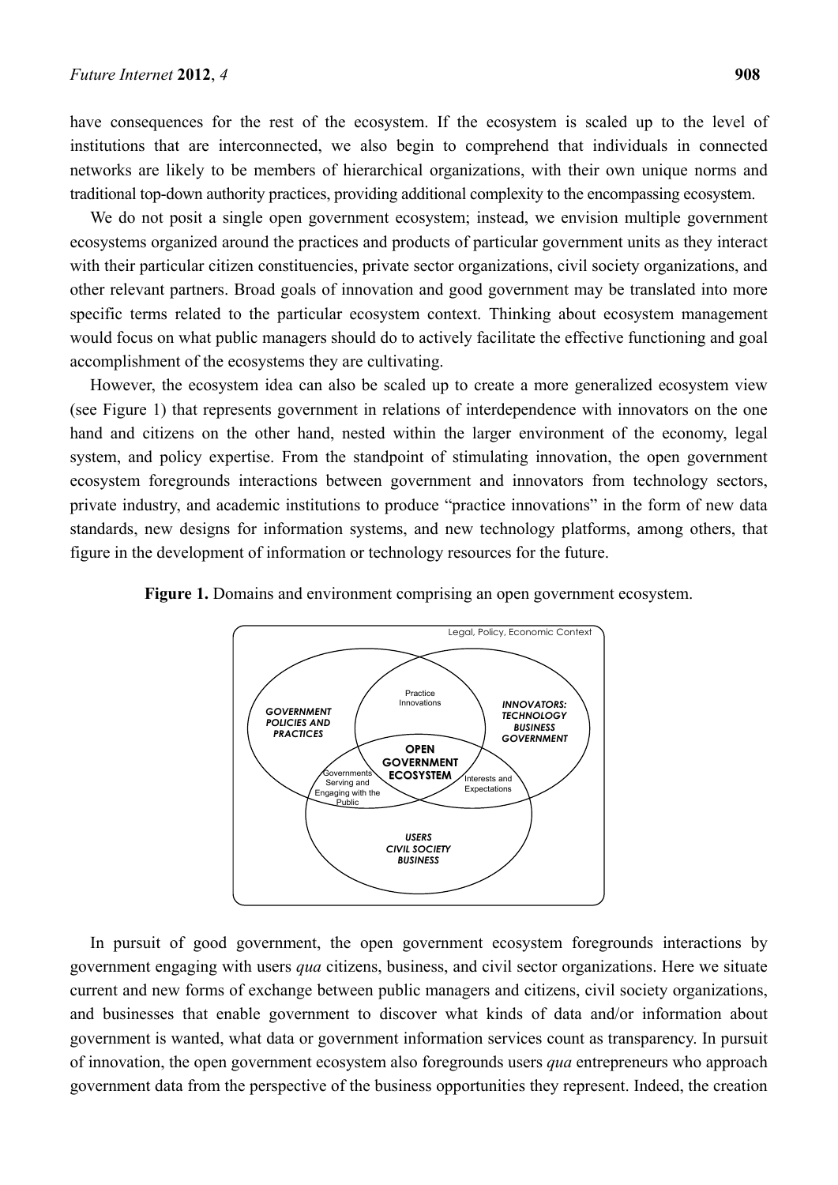have consequences for the rest of the ecosystem. If the ecosystem is scaled up to the level of institutions that are interconnected, we also begin to comprehend that individuals in connected networks are likely to be members of hierarchical organizations, with their own unique norms and traditional top-down authority practices, providing additional complexity to the encompassing ecosystem.

We do not posit a single open government ecosystem; instead, we envision multiple government ecosystems organized around the practices and products of particular government units as they interact with their particular citizen constituencies, private sector organizations, civil society organizations, and other relevant partners. Broad goals of innovation and good government may be translated into more specific terms related to the particular ecosystem context. Thinking about ecosystem management would focus on what public managers should do to actively facilitate the effective functioning and goal accomplishment of the ecosystems they are cultivating.

However, the ecosystem idea can also be scaled up to create a more generalized ecosystem view (see Figure 1) that represents government in relations of interdependence with innovators on the one hand and citizens on the other hand, nested within the larger environment of the economy, legal system, and policy expertise. From the standpoint of stimulating innovation, the open government ecosystem foregrounds interactions between government and innovators from technology sectors, private industry, and academic institutions to produce "practice innovations" in the form of new data standards, new designs for information systems, and new technology platforms, among others, that figure in the development of information or technology resources for the future.

**Figure 1.** Domains and environment comprising an open government ecosystem.

Legal, Policy, Economic Context

*GOVERNMENT POLICIES AND PRACTICES*

Practice Innovations

*INNOVATORS: TECHNOLOGY BUSINESS GOVERNMENT*

**OPEN GOVERNMENT ECOSYSTEM**

Governments Serving and Engaging with the Public

Interests and Expectations

*USERS CIVIL SOCIETY BUSINESS*

In pursuit of good government, the open government ecosystem foregrounds interactions by government engaging with users *qua* citizens, business, and civil sector organizations. Here we situate current and new forms of exchange between public managers and citizens, civil society organizations, and businesses that enable government to discover what kinds of data and/or information about government is wanted, what data or government information services count as transparency. In pursuit of innovation, the open government ecosystem also foregrounds users *qua* entrepreneurs who approach government data from the perspective of the business opportunities they represent. Indeed, the creation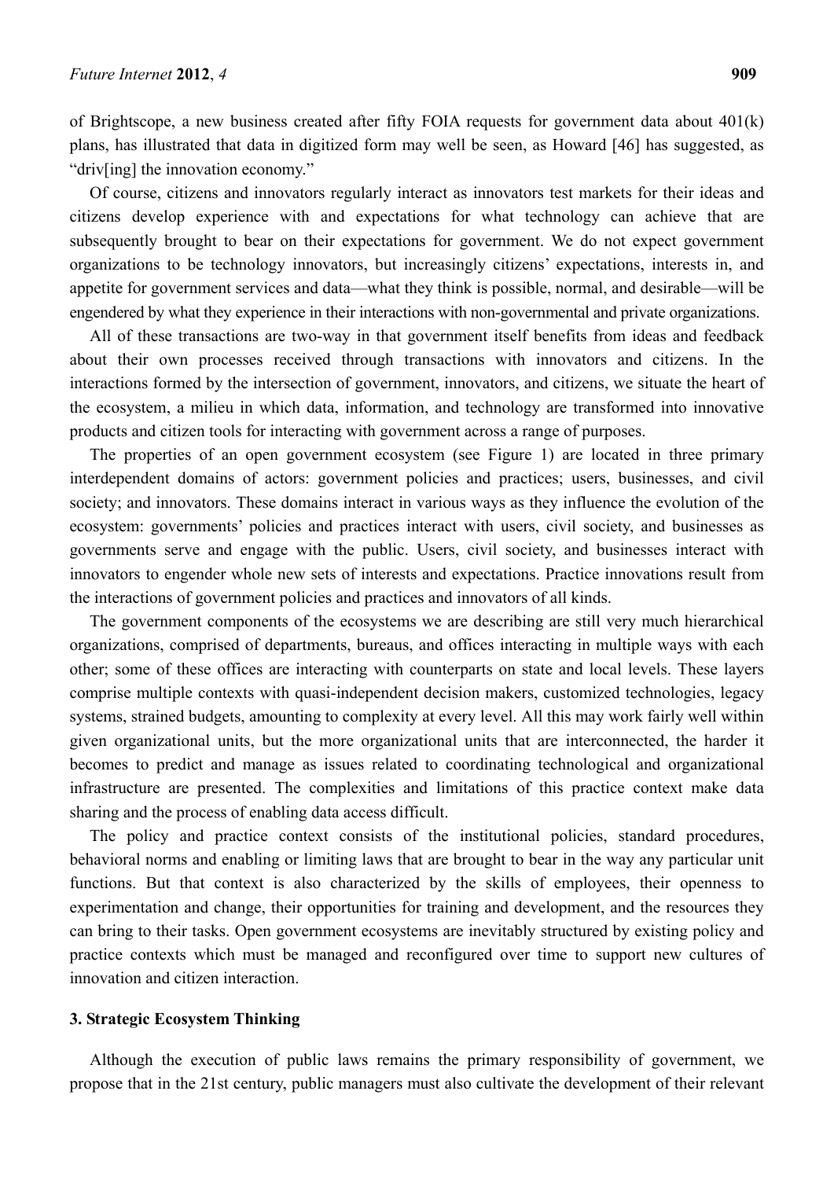of Brightscope, a new business created after fifty FOIA requests for government data about 401(k) plans, has illustrated that data in digitized form may well be seen, as Howard [46] has suggested, as "driv[ing] the innovation economy."

Of course, citizens and innovators regularly interact as innovators test markets for their ideas and citizens develop experience with and expectations for what technology can achieve that are subsequently brought to bear on their expectations for government. We do not expect government organizations to be technology innovators, but increasingly citizens' expectations, interests in, and appetite for government services and data—what they think is possible, normal, and desirable—will be engendered by what they experience in their interactions with non-governmental and private organizations.

All of these transactions are two-way in that government itself benefits from ideas and feedback about their own processes received through transactions with innovators and citizens. In the interactions formed by the intersection of government, innovators, and citizens, we situate the heart of the ecosystem, a milieu in which data, information, and technology are transformed into innovative products and citizen tools for interacting with government across a range of purposes.

The properties of an open government ecosystem (see Figure 1) are located in three primary interdependent domains of actors: government policies and practices; users, businesses, and civil society; and innovators. These domains interact in various ways as they influence the evolution of the ecosystem: governments' policies and practices interact with users, civil society, and businesses as governments serve and engage with the public. Users, civil society, and businesses interact with innovators to engender whole new sets of interests and expectations. Practice innovations result from the interactions of government policies and practices and innovators of all kinds.

The government components of the ecosystems we are describing are still very much hierarchical organizations, comprised of departments, bureaus, and offices interacting in multiple ways with each other; some of these offices are interacting with counterparts on state and local levels. These layers comprise multiple contexts with quasi-independent decision makers, customized technologies, legacy systems, strained budgets, amounting to complexity at every level. All this may work fairly well within given organizational units, but the more organizational units that are interconnected, the harder it becomes to predict and manage as issues related to coordinating technological and organizational infrastructure are presented. The complexities and limitations of this practice context make data sharing and the process of enabling data access difficult.

The policy and practice context consists of the institutional policies, standard procedures, behavioral norms and enabling or limiting laws that are brought to bear in the way any particular unit functions. But that context is also characterized by the skills of employees, their openness to experimentation and change, their opportunities for training and development, and the resources they can bring to their tasks. Open government ecosystems are inevitably structured by existing policy and practice contexts which must be managed and reconfigured over time to support new cultures of innovation and citizen interaction.

## 3. Strategic Ecosystem Thinking

Although the execution of public laws remains the primary responsibility of government, we propose that in the 21st century, public managers must also cultivate the development of their relevant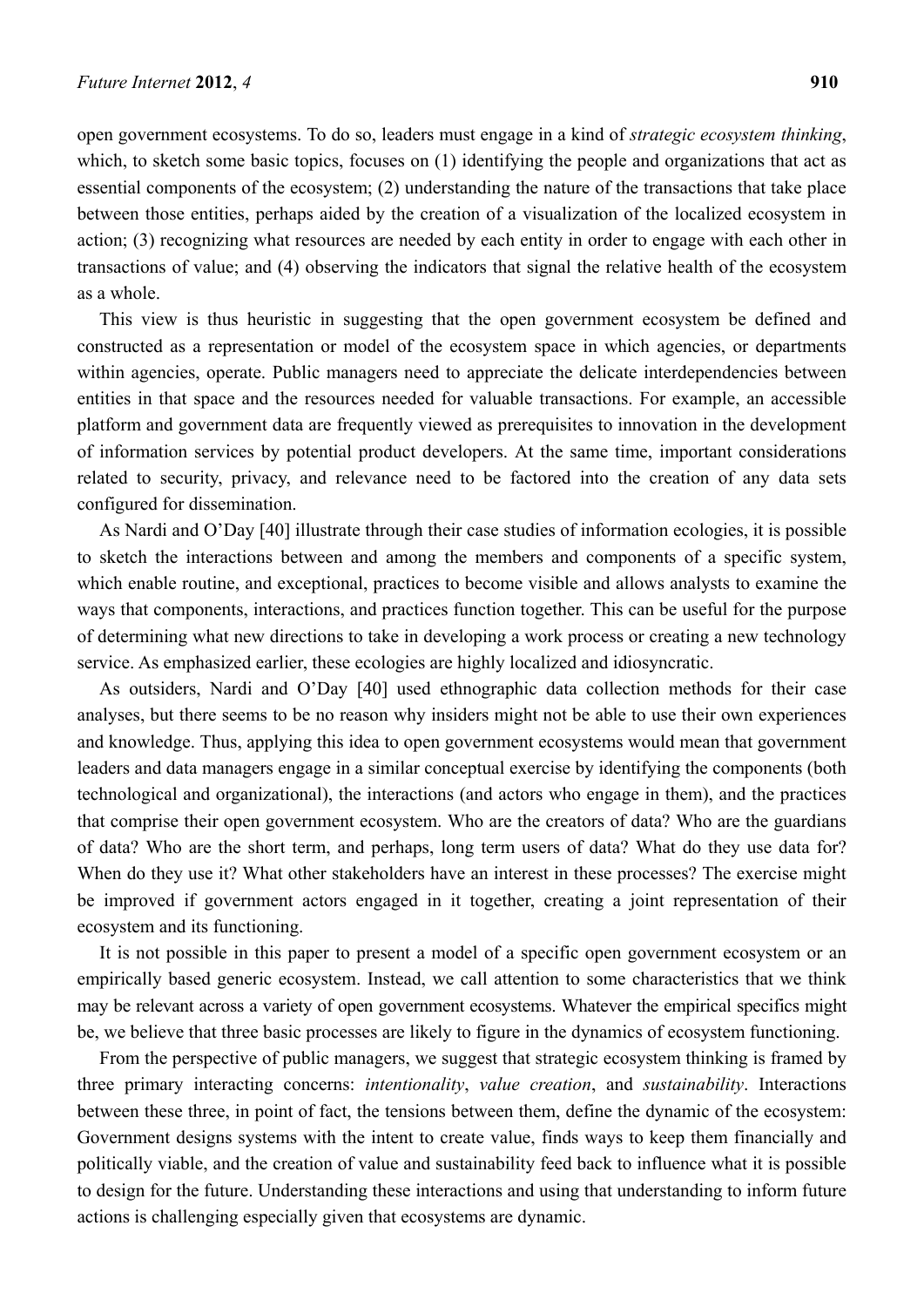open government ecosystems. To do so, leaders must engage in a kind of *strategic ecosystem thinking*, which, to sketch some basic topics, focuses on (1) identifying the people and organizations that act as essential components of the ecosystem; (2) understanding the nature of the transactions that take place between those entities, perhaps aided by the creation of a visualization of the localized ecosystem in action; (3) recognizing what resources are needed by each entity in order to engage with each other in transactions of value; and (4) observing the indicators that signal the relative health of the ecosystem as a whole.

This view is thus heuristic in suggesting that the open government ecosystem be defined and constructed as a representation or model of the ecosystem space in which agencies, or departments within agencies, operate. Public managers need to appreciate the delicate interdependencies between entities in that space and the resources needed for valuable transactions. For example, an accessible platform and government data are frequently viewed as prerequisites to innovation in the development of information services by potential product developers. At the same time, important considerations related to security, privacy, and relevance need to be factored into the creation of any data sets configured for dissemination.

As Nardi and O'Day [40] illustrate through their case studies of information ecologies, it is possible to sketch the interactions between and among the members and components of a specific system, which enable routine, and exceptional, practices to become visible and allows analysts to examine the ways that components, interactions, and practices function together. This can be useful for the purpose of determining what new directions to take in developing a work process or creating a new technology service. As emphasized earlier, these ecologies are highly localized and idiosyncratic.

As outsiders, Nardi and O'Day [40] used ethnographic data collection methods for their case analyses, but there seems to be no reason why insiders might not be able to use their own experiences and knowledge. Thus, applying this idea to open government ecosystems would mean that government leaders and data managers engage in a similar conceptual exercise by identifying the components (both technological and organizational), the interactions (and actors who engage in them), and the practices that comprise their open government ecosystem. Who are the creators of data? Who are the guardians of data? Who are the short term, and perhaps, long term users of data? What do they use data for? When do they use it? What other stakeholders have an interest in these processes? The exercise might be improved if government actors engaged in it together, creating a joint representation of their ecosystem and its functioning.

It is not possible in this paper to present a model of a specific open government ecosystem or an empirically based generic ecosystem. Instead, we call attention to some characteristics that we think may be relevant across a variety of open government ecosystems. Whatever the empirical specifics might be, we believe that three basic processes are likely to figure in the dynamics of ecosystem functioning.

From the perspective of public managers, we suggest that strategic ecosystem thinking is framed by three primary interacting concerns: *intentionality*, *value creation*, and *sustainability*. Interactions between these three, in point of fact, the tensions between them, define the dynamic of the ecosystem: Government designs systems with the intent to create value, finds ways to keep them financially and politically viable, and the creation of value and sustainability feed back to influence what it is possible to design for the future. Understanding these interactions and using that understanding to inform future actions is challenging especially given that ecosystems are dynamic.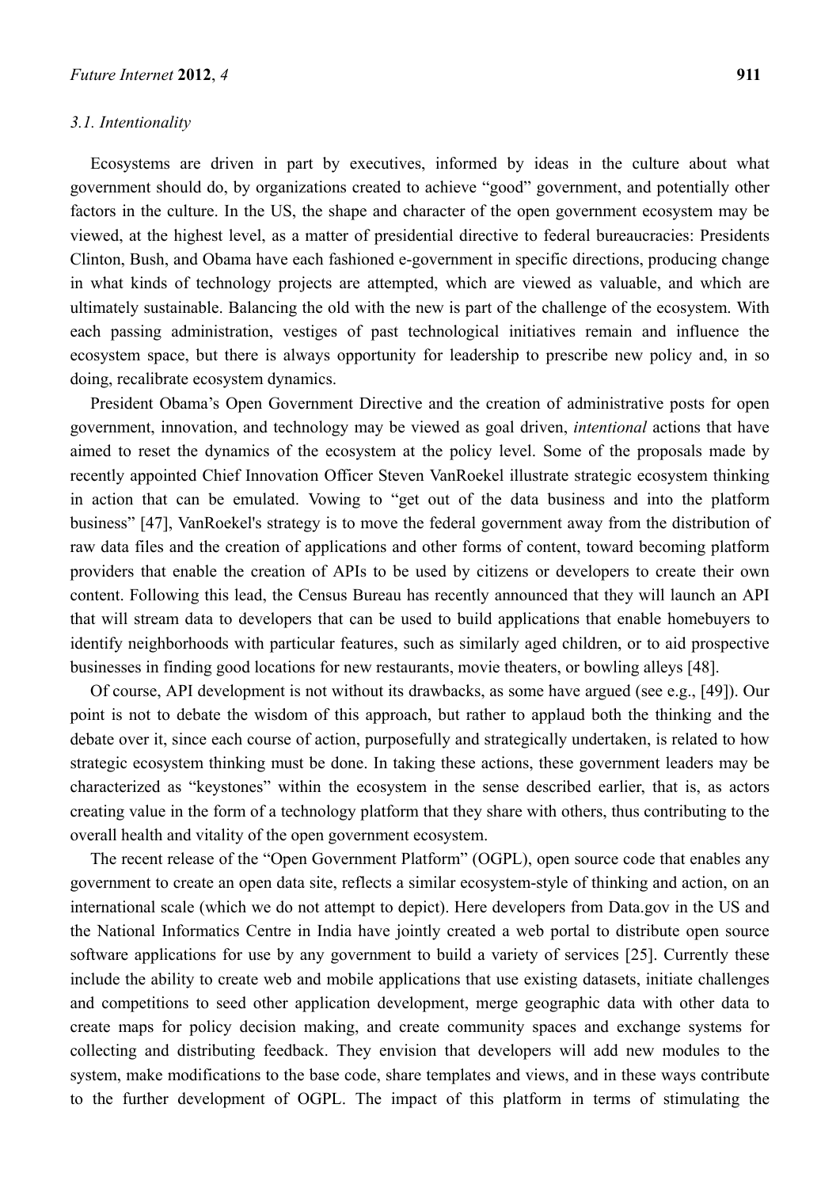### 3.1. Intentionality

Ecosystems are driven in part by executives, informed by ideas in the culture about what government should do, by organizations created to achieve "good" government, and potentially other factors in the culture. In the US, the shape and character of the open government ecosystem may be viewed, at the highest level, as a matter of presidential directive to federal bureaucracies: Presidents Clinton, Bush, and Obama have each fashioned e-government in specific directions, producing change in what kinds of technology projects are attempted, which are viewed as valuable, and which are ultimately sustainable. Balancing the old with the new is part of the challenge of the ecosystem. With each passing administration, vestiges of past technological initiatives remain and influence the ecosystem space, but there is always opportunity for leadership to prescribe new policy and, in so doing, recalibrate ecosystem dynamics.

President Obama's Open Government Directive and the creation of administrative posts for open government, innovation, and technology may be viewed as goal driven, *intentional* actions that have aimed to reset the dynamics of the ecosystem at the policy level. Some of the proposals made by recently appointed Chief Innovation Officer Steven VanRoekel illustrate strategic ecosystem thinking in action that can be emulated. Vowing to "get out of the data business and into the platform business" [47], VanRoekel's strategy is to move the federal government away from the distribution of raw data files and the creation of applications and other forms of content, toward becoming platform providers that enable the creation of APIs to be used by citizens or developers to create their own content. Following this lead, the Census Bureau has recently announced that they will launch an API that will stream data to developers that can be used to build applications that enable homebuyers to identify neighborhoods with particular features, such as similarly aged children, or to aid prospective businesses in finding good locations for new restaurants, movie theaters, or bowling alleys [48].

Of course, API development is not without its drawbacks, as some have argued (see e.g., [49]). Our point is not to debate the wisdom of this approach, but rather to applaud both the thinking and the debate over it, since each course of action, purposefully and strategically undertaken, is related to how strategic ecosystem thinking must be done. In taking these actions, these government leaders may be characterized as "keystones" within the ecosystem in the sense described earlier, that is, as actors creating value in the form of a technology platform that they share with others, thus contributing to the overall health and vitality of the open government ecosystem.

The recent release of the "Open Government Platform" (OGPL), open source code that enables any government to create an open data site, reflects a similar ecosystem-style of thinking and action, on an international scale (which we do not attempt to depict). Here developers from Data.gov in the US and the National Informatics Centre in India have jointly created a web portal to distribute open source software applications for use by any government to build a variety of services [25]. Currently these include the ability to create web and mobile applications that use existing datasets, initiate challenges and competitions to seed other application development, merge geographic data with other data to create maps for policy decision making, and create community spaces and exchange systems for collecting and distributing feedback. They envision that developers will add new modules to the system, make modifications to the base code, share templates and views, and in these ways contribute to the further development of OGPL. The impact of this platform in terms of stimulating the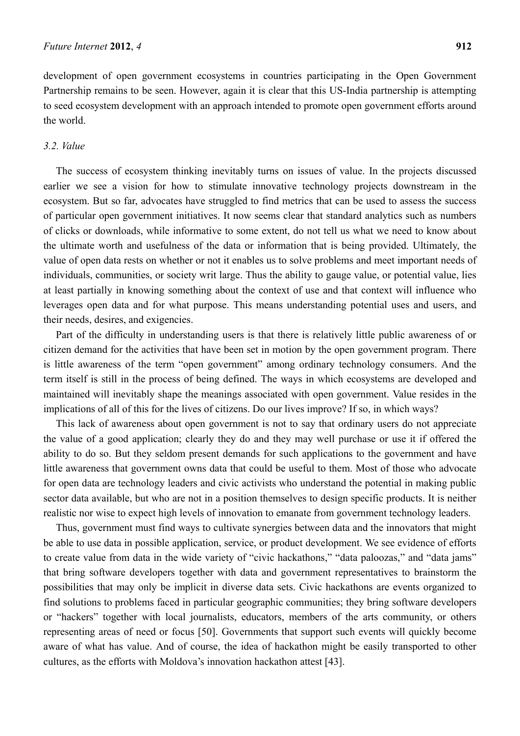development of open government ecosystems in countries participating in the Open Government Partnership remains to be seen. However, again it is clear that this US-India partnership is attempting to seed ecosystem development with an approach intended to promote open government efforts around the world.

### *3.2. Value*

The success of ecosystem thinking inevitably turns on issues of value. In the projects discussed earlier we see a vision for how to stimulate innovative technology projects downstream in the ecosystem. But so far, advocates have struggled to find metrics that can be used to assess the success of particular open government initiatives. It now seems clear that standard analytics such as numbers of clicks or downloads, while informative to some extent, do not tell us what we need to know about the ultimate worth and usefulness of the data or information that is being provided. Ultimately, the value of open data rests on whether or not it enables us to solve problems and meet important needs of individuals, communities, or society writ large. Thus the ability to gauge value, or potential value, lies at least partially in knowing something about the context of use and that context will influence who leverages open data and for what purpose. This means understanding potential uses and users, and their needs, desires, and exigencies.

Part of the difficulty in understanding users is that there is relatively little public awareness of or citizen demand for the activities that have been set in motion by the open government program. There is little awareness of the term "open government" among ordinary technology consumers. And the term itself is still in the process of being defined. The ways in which ecosystems are developed and maintained will inevitably shape the meanings associated with open government. Value resides in the implications of all of this for the lives of citizens. Do our lives improve? If so, in which ways?

This lack of awareness about open government is not to say that ordinary users do not appreciate the value of a good application; clearly they do and they may well purchase or use it if offered the ability to do so. But they seldom present demands for such applications to the government and have little awareness that government owns data that could be useful to them. Most of those who advocate for open data are technology leaders and civic activists who understand the potential in making public sector data available, but who are not in a position themselves to design specific products. It is neither realistic nor wise to expect high levels of innovation to emanate from government technology leaders.

Thus, government must find ways to cultivate synergies between data and the innovators that might be able to use data in possible application, service, or product development. We see evidence of efforts to create value from data in the wide variety of "civic hackathons," "data paloozas," and "data jams" that bring software developers together with data and government representatives to brainstorm the possibilities that may only be implicit in diverse data sets. Civic hackathons are events organized to find solutions to problems faced in particular geographic communities; they bring software developers or "hackers" together with local journalists, educators, members of the arts community, or others representing areas of need or focus [50]. Governments that support such events will quickly become aware of what has value. And of course, the idea of hackathon might be easily transported to other cultures, as the efforts with Moldova's innovation hackathon attest [43].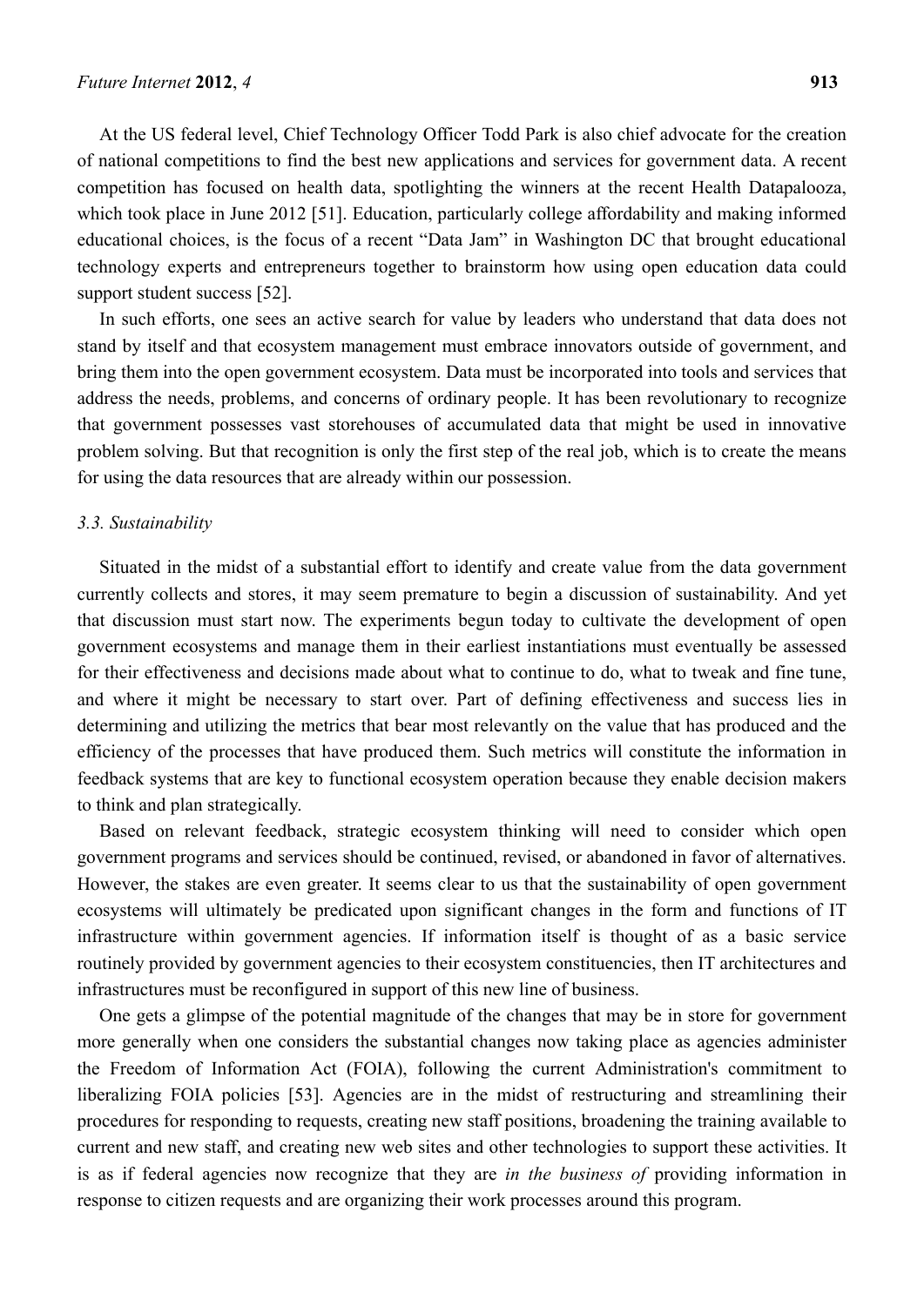At the US federal level, Chief Technology Officer Todd Park is also chief advocate for the creation of national competitions to find the best new applications and services for government data. A recent competition has focused on health data, spotlighting the winners at the recent Health Datapalooza, which took place in June 2012 [51]. Education, particularly college affordability and making informed educational choices, is the focus of a recent "Data Jam" in Washington DC that brought educational technology experts and entrepreneurs together to brainstorm how using open education data could support student success [52].

In such efforts, one sees an active search for value by leaders who understand that data does not stand by itself and that ecosystem management must embrace innovators outside of government, and bring them into the open government ecosystem. Data must be incorporated into tools and services that address the needs, problems, and concerns of ordinary people. It has been revolutionary to recognize that government possesses vast storehouses of accumulated data that might be used in innovative problem solving. But that recognition is only the first step of the real job, which is to create the means for using the data resources that are already within our possession.

### *3.3. Sustainability*

Situated in the midst of a substantial effort to identify and create value from the data government currently collects and stores, it may seem premature to begin a discussion of sustainability. And yet that discussion must start now. The experiments begun today to cultivate the development of open government ecosystems and manage them in their earliest instantiations must eventually be assessed for their effectiveness and decisions made about what to continue to do, what to tweak and fine tune, and where it might be necessary to start over. Part of defining effectiveness and success lies in determining and utilizing the metrics that bear most relevantly on the value that has produced and the efficiency of the processes that have produced them. Such metrics will constitute the information in feedback systems that are key to functional ecosystem operation because they enable decision makers to think and plan strategically.

Based on relevant feedback, strategic ecosystem thinking will need to consider which open government programs and services should be continued, revised, or abandoned in favor of alternatives. However, the stakes are even greater. It seems clear to us that the sustainability of open government ecosystems will ultimately be predicated upon significant changes in the form and functions of IT infrastructure within government agencies. If information itself is thought of as a basic service routinely provided by government agencies to their ecosystem constituencies, then IT architectures and infrastructures must be reconfigured in support of this new line of business.

One gets a glimpse of the potential magnitude of the changes that may be in store for government more generally when one considers the substantial changes now taking place as agencies administer the Freedom of Information Act (FOIA), following the current Administration's commitment to liberalizing FOIA policies [53]. Agencies are in the midst of restructuring and streamlining their procedures for responding to requests, creating new staff positions, broadening the training available to current and new staff, and creating new web sites and other technologies to support these activities. It is as if federal agencies now recognize that they are *in the business of* providing information in response to citizen requests and are organizing their work processes around this program.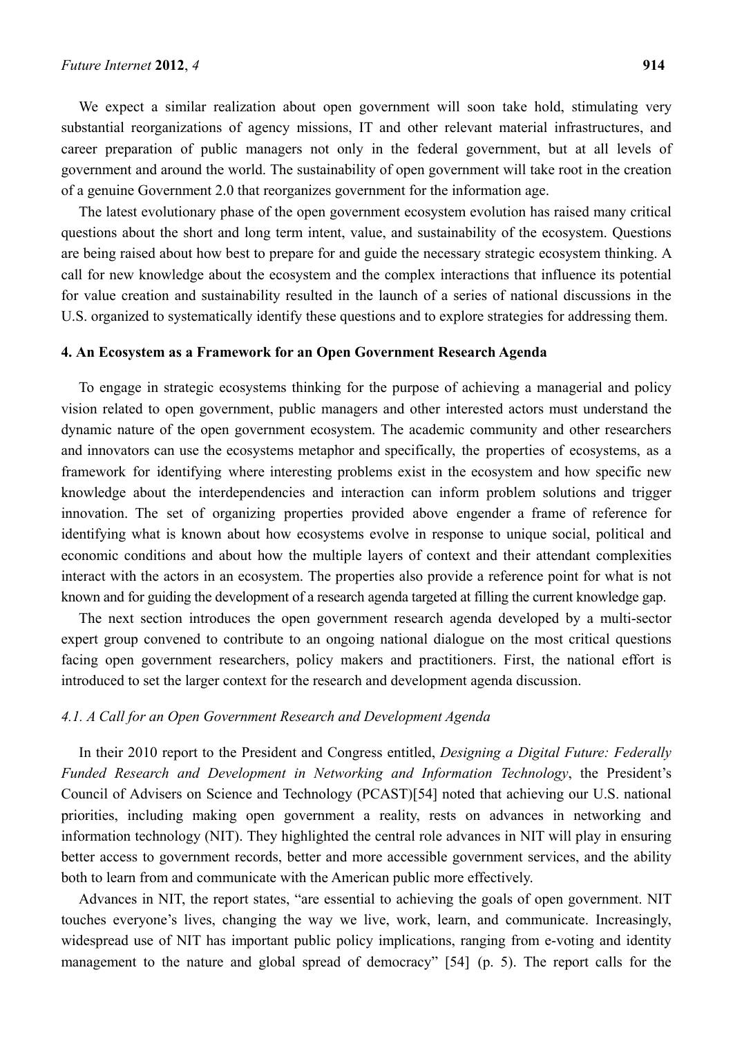We expect a similar realization about open government will soon take hold, stimulating very substantial reorganizations of agency missions, IT and other relevant material infrastructures, and career preparation of public managers not only in the federal government, but at all levels of government and around the world. The sustainability of open government will take root in the creation of a genuine Government 2.0 that reorganizes government for the information age.

The latest evolutionary phase of the open government ecosystem evolution has raised many critical questions about the short and long term intent, value, and sustainability of the ecosystem. Questions are being raised about how best to prepare for and guide the necessary strategic ecosystem thinking. A call for new knowledge about the ecosystem and the complex interactions that influence its potential for value creation and sustainability resulted in the launch of a series of national discussions in the U.S. organized to systematically identify these questions and to explore strategies for addressing them.

## 4. An Ecosystem as a Framework for an Open Government Research Agenda

To engage in strategic ecosystems thinking for the purpose of achieving a managerial and policy vision related to open government, public managers and other interested actors must understand the dynamic nature of the open government ecosystem. The academic community and other researchers and innovators can use the ecosystems metaphor and specifically, the properties of ecosystems, as a framework for identifying where interesting problems exist in the ecosystem and how specific new knowledge about the interdependencies and interaction can inform problem solutions and trigger innovation. The set of organizing properties provided above engender a frame of reference for identifying what is known about how ecosystems evolve in response to unique social, political and economic conditions and about how the multiple layers of context and their attendant complexities interact with the actors in an ecosystem. The properties also provide a reference point for what is not known and for guiding the development of a research agenda targeted at filling the current knowledge gap.

The next section introduces the open government research agenda developed by a multi-sector expert group convened to contribute to an ongoing national dialogue on the most critical questions facing open government researchers, policy makers and practitioners. First, the national effort is introduced to set the larger context for the research and development agenda discussion.

### *4.1. A Call for an Open Government Research and Development Agenda*

In their 2010 report to the President and Congress entitled, *Designing a Digital Future: Federally Funded Research and Development in Networking and Information Technology*, the President's Council of Advisers on Science and Technology (PCAST)[54] noted that achieving our U.S. national priorities, including making open government a reality, rests on advances in networking and information technology (NIT). They highlighted the central role advances in NIT will play in ensuring better access to government records, better and more accessible government services, and the ability both to learn from and communicate with the American public more effectively.

Advances in NIT, the report states, "are essential to achieving the goals of open government. NIT touches everyone's lives, changing the way we live, work, learn, and communicate. Increasingly, widespread use of NIT has important public policy implications, ranging from e-voting and identity management to the nature and global spread of democracy" [54] (p. 5). The report calls for the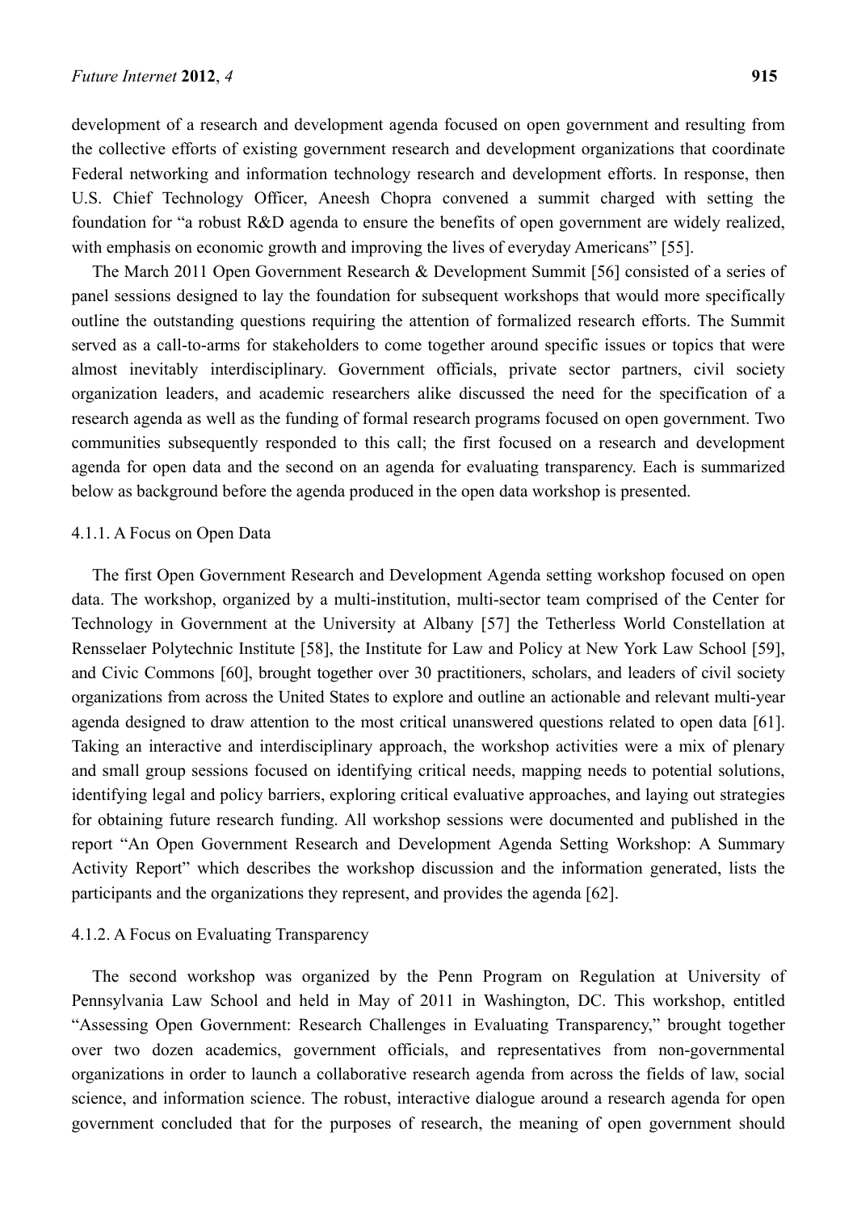development of a research and development agenda focused on open government and resulting from the collective efforts of existing government research and development organizations that coordinate Federal networking and information technology research and development efforts. In response, then U.S. Chief Technology Officer, Aneesh Chopra convened a summit charged with setting the foundation for "a robust R&D agenda to ensure the benefits of open government are widely realized, with emphasis on economic growth and improving the lives of everyday Americans" [55].

The March 2011 Open Government Research & Development Summit [56] consisted of a series of panel sessions designed to lay the foundation for subsequent workshops that would more specifically outline the outstanding questions requiring the attention of formalized research efforts. The Summit served as a call-to-arms for stakeholders to come together around specific issues or topics that were almost inevitably interdisciplinary. Government officials, private sector partners, civil society organization leaders, and academic researchers alike discussed the need for the specification of a research agenda as well as the funding of formal research programs focused on open government. Two communities subsequently responded to this call; the first focused on a research and development agenda for open data and the second on an agenda for evaluating transparency. Each is summarized below as background before the agenda produced in the open data workshop is presented.

#### 4.1.1. A Focus on Open Data

The first Open Government Research and Development Agenda setting workshop focused on open data. The workshop, organized by a multi-institution, multi-sector team comprised of the Center for Technology in Government at the University at Albany [57] the Tetherless World Constellation at Rensselaer Polytechnic Institute [58], the Institute for Law and Policy at New York Law School [59], and Civic Commons [60], brought together over 30 practitioners, scholars, and leaders of civil society organizations from across the United States to explore and outline an actionable and relevant multi-year agenda designed to draw attention to the most critical unanswered questions related to open data [61]. Taking an interactive and interdisciplinary approach, the workshop activities were a mix of plenary and small group sessions focused on identifying critical needs, mapping needs to potential solutions, identifying legal and policy barriers, exploring critical evaluative approaches, and laying out strategies for obtaining future research funding. All workshop sessions were documented and published in the report "An Open Government Research and Development Agenda Setting Workshop: A Summary Activity Report" which describes the workshop discussion and the information generated, lists the participants and the organizations they represent, and provides the agenda [62].

#### 4.1.2. A Focus on Evaluating Transparency

The second workshop was organized by the Penn Program on Regulation at University of Pennsylvania Law School and held in May of 2011 in Washington, DC. This workshop, entitled "Assessing Open Government: Research Challenges in Evaluating Transparency," brought together over two dozen academics, government officials, and representatives from non-governmental organizations in order to launch a collaborative research agenda from across the fields of law, social science, and information science. The robust, interactive dialogue around a research agenda for open government concluded that for the purposes of research, the meaning of open government should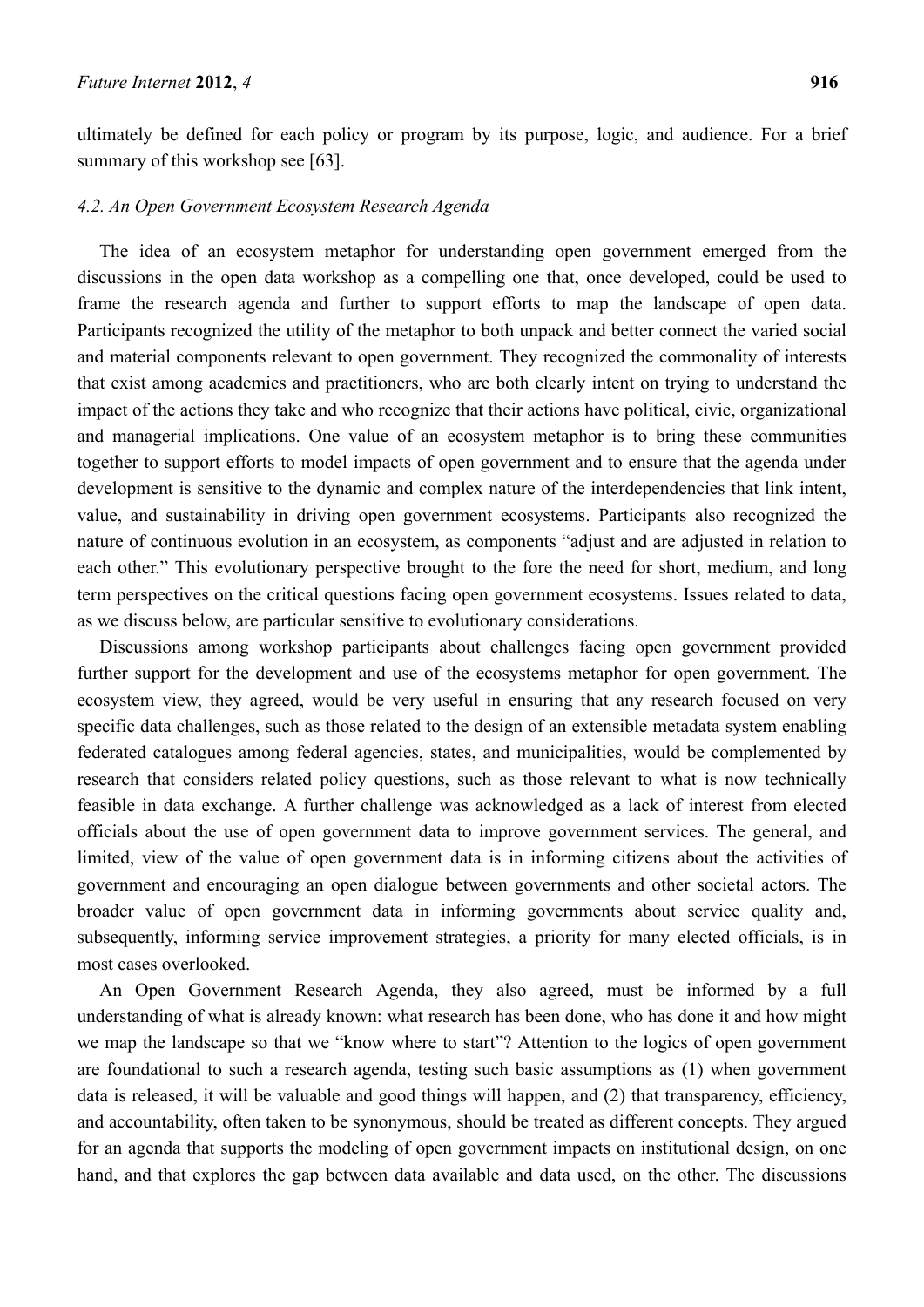ultimately be defined for each policy or program by its purpose, logic, and audience. For a brief summary of this workshop see [63].

### *4.2. An Open Government Ecosystem Research Agenda*

The idea of an ecosystem metaphor for understanding open government emerged from the discussions in the open data workshop as a compelling one that, once developed, could be used to frame the research agenda and further to support efforts to map the landscape of open data. Participants recognized the utility of the metaphor to both unpack and better connect the varied social and material components relevant to open government. They recognized the commonality of interests that exist among academics and practitioners, who are both clearly intent on trying to understand the impact of the actions they take and who recognize that their actions have political, civic, organizational and managerial implications. One value of an ecosystem metaphor is to bring these communities together to support efforts to model impacts of open government and to ensure that the agenda under development is sensitive to the dynamic and complex nature of the interdependencies that link intent, value, and sustainability in driving open government ecosystems. Participants also recognized the nature of continuous evolution in an ecosystem, as components "adjust and are adjusted in relation to each other." This evolutionary perspective brought to the fore the need for short, medium, and long term perspectives on the critical questions facing open government ecosystems. Issues related to data, as we discuss below, are particular sensitive to evolutionary considerations.

Discussions among workshop participants about challenges facing open government provided further support for the development and use of the ecosystems metaphor for open government. The ecosystem view, they agreed, would be very useful in ensuring that any research focused on very specific data challenges, such as those related to the design of an extensible metadata system enabling federated catalogues among federal agencies, states, and municipalities, would be complemented by research that considers related policy questions, such as those relevant to what is now technically feasible in data exchange. A further challenge was acknowledged as a lack of interest from elected officials about the use of open government data to improve government services. The general, and limited, view of the value of open government data is in informing citizens about the activities of government and encouraging an open dialogue between governments and other societal actors. The broader value of open government data in informing governments about service quality and, subsequently, informing service improvement strategies, a priority for many elected officials, is in most cases overlooked.

An Open Government Research Agenda, they also agreed, must be informed by a full understanding of what is already known: what research has been done, who has done it and how might we map the landscape so that we "know where to start"? Attention to the logics of open government are foundational to such a research agenda, testing such basic assumptions as (1) when government data is released, it will be valuable and good things will happen, and (2) that transparency, efficiency, and accountability, often taken to be synonymous, should be treated as different concepts. They argued for an agenda that supports the modeling of open government impacts on institutional design, on one hand, and that explores the gap between data available and data used, on the other. The discussions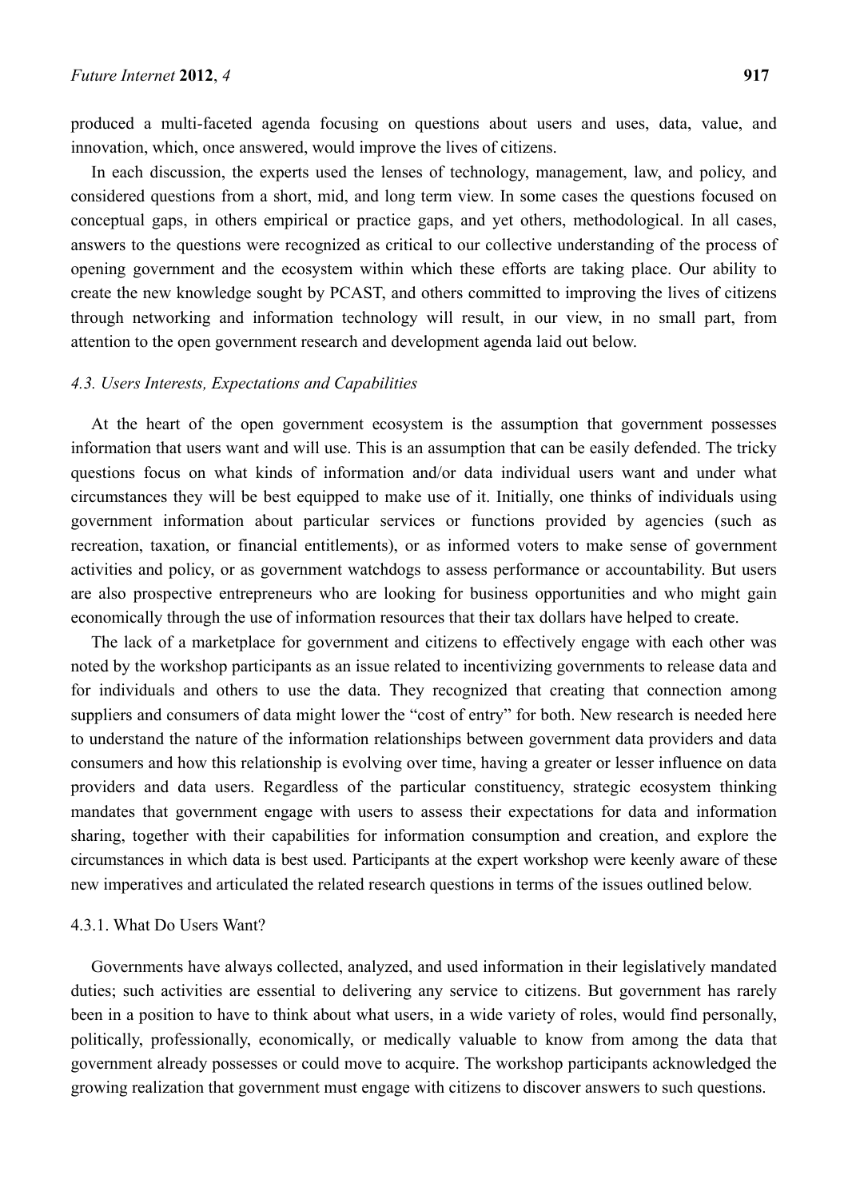produced a multi-faceted agenda focusing on questions about users and uses, data, value, and innovation, which, once answered, would improve the lives of citizens.

In each discussion, the experts used the lenses of technology, management, law, and policy, and considered questions from a short, mid, and long term view. In some cases the questions focused on conceptual gaps, in others empirical or practice gaps, and yet others, methodological. In all cases, answers to the questions were recognized as critical to our collective understanding of the process of opening government and the ecosystem within which these efforts are taking place. Our ability to create the new knowledge sought by PCAST, and others committed to improving the lives of citizens through networking and information technology will result, in our view, in no small part, from attention to the open government research and development agenda laid out below.

### *4.3. Users Interests, Expectations and Capabilities*

At the heart of the open government ecosystem is the assumption that government possesses information that users want and will use. This is an assumption that can be easily defended. The tricky questions focus on what kinds of information and/or data individual users want and under what circumstances they will be best equipped to make use of it. Initially, one thinks of individuals using government information about particular services or functions provided by agencies (such as recreation, taxation, or financial entitlements), or as informed voters to make sense of government activities and policy, or as government watchdogs to assess performance or accountability. But users are also prospective entrepreneurs who are looking for business opportunities and who might gain economically through the use of information resources that their tax dollars have helped to create.

The lack of a marketplace for government and citizens to effectively engage with each other was noted by the workshop participants as an issue related to incentivizing governments to release data and for individuals and others to use the data. They recognized that creating that connection among suppliers and consumers of data might lower the "cost of entry" for both. New research is needed here to understand the nature of the information relationships between government data providers and data consumers and how this relationship is evolving over time, having a greater or lesser influence on data providers and data users. Regardless of the particular constituency, strategic ecosystem thinking mandates that government engage with users to assess their expectations for data and information sharing, together with their capabilities for information consumption and creation, and explore the circumstances in which data is best used. Participants at the expert workshop were keenly aware of these new imperatives and articulated the related research questions in terms of the issues outlined below.

#### 4.3.1. What Do Users Want?

Governments have always collected, analyzed, and used information in their legislatively mandated duties; such activities are essential to delivering any service to citizens. But government has rarely been in a position to have to think about what users, in a wide variety of roles, would find personally, politically, professionally, economically, or medically valuable to know from among the data that government already possesses or could move to acquire. The workshop participants acknowledged the growing realization that government must engage with citizens to discover answers to such questions.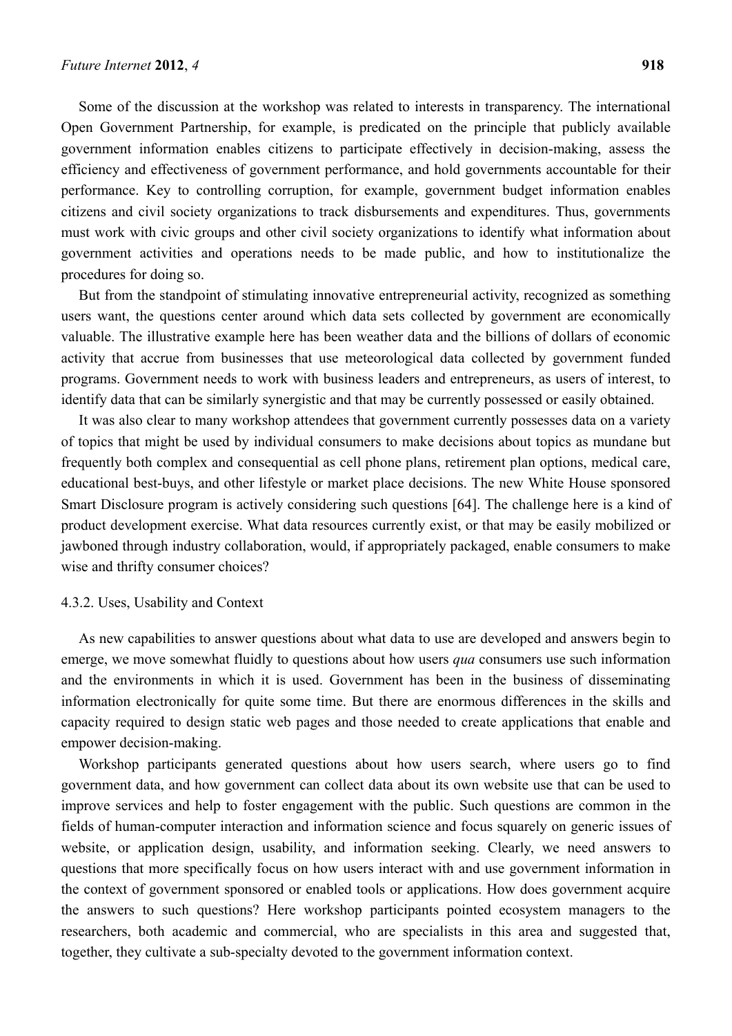Some of the discussion at the workshop was related to interests in transparency. The international Open Government Partnership, for example, is predicated on the principle that publicly available government information enables citizens to participate effectively in decision-making, assess the efficiency and effectiveness of government performance, and hold governments accountable for their performance. Key to controlling corruption, for example, government budget information enables citizens and civil society organizations to track disbursements and expenditures. Thus, governments must work with civic groups and other civil society organizations to identify what information about government activities and operations needs to be made public, and how to institutionalize the procedures for doing so.

But from the standpoint of stimulating innovative entrepreneurial activity, recognized as something users want, the questions center around which data sets collected by government are economically valuable. The illustrative example here has been weather data and the billions of dollars of economic activity that accrue from businesses that use meteorological data collected by government funded programs. Government needs to work with business leaders and entrepreneurs, as users of interest, to identify data that can be similarly synergistic and that may be currently possessed or easily obtained.

It was also clear to many workshop attendees that government currently possesses data on a variety of topics that might be used by individual consumers to make decisions about topics as mundane but frequently both complex and consequential as cell phone plans, retirement plan options, medical care, educational best-buys, and other lifestyle or market place decisions. The new White House sponsored Smart Disclosure program is actively considering such questions [64]. The challenge here is a kind of product development exercise. What data resources currently exist, or that may be easily mobilized or jawboned through industry collaboration, would, if appropriately packaged, enable consumers to make wise and thrifty consumer choices?

#### 4.3.2. Uses, Usability and Context

As new capabilities to answer questions about what data to use are developed and answers begin to emerge, we move somewhat fluidly to questions about how users *qua* consumers use such information and the environments in which it is used. Government has been in the business of disseminating information electronically for quite some time. But there are enormous differences in the skills and capacity required to design static web pages and those needed to create applications that enable and empower decision-making.

Workshop participants generated questions about how users search, where users go to find government data, and how government can collect data about its own website use that can be used to improve services and help to foster engagement with the public. Such questions are common in the fields of human-computer interaction and information science and focus squarely on generic issues of website, or application design, usability, and information seeking. Clearly, we need answers to questions that more specifically focus on how users interact with and use government information in the context of government sponsored or enabled tools or applications. How does government acquire the answers to such questions? Here workshop participants pointed ecosystem managers to the researchers, both academic and commercial, who are specialists in this area and suggested that, together, they cultivate a sub-specialty devoted to the government information context.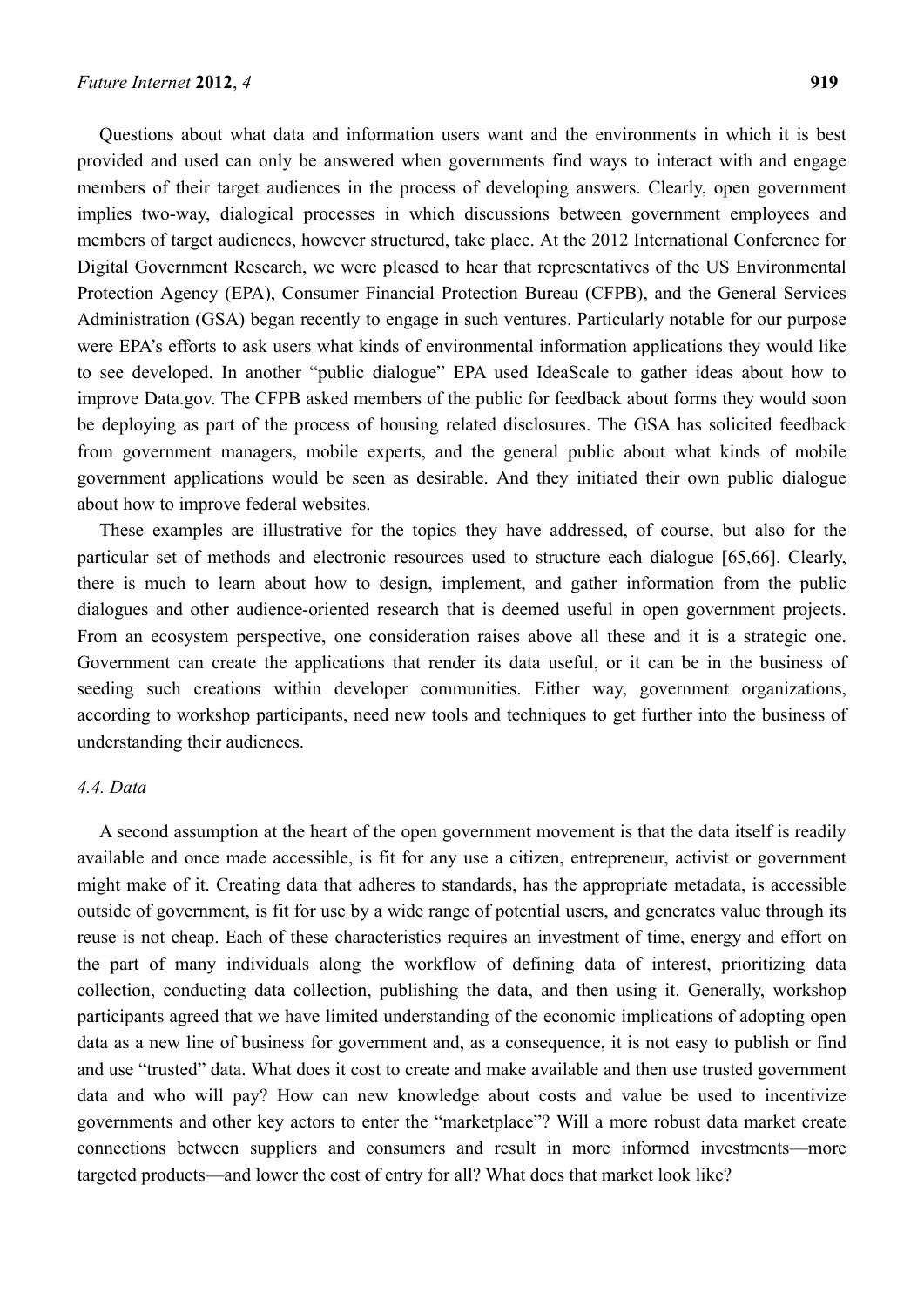Questions about what data and information users want and the environments in which it is best provided and used can only be answered when governments find ways to interact with and engage members of their target audiences in the process of developing answers. Clearly, open government implies two-way, dialogical processes in which discussions between government employees and members of target audiences, however structured, take place. At the 2012 International Conference for Digital Government Research, we were pleased to hear that representatives of the US Environmental Protection Agency (EPA), Consumer Financial Protection Bureau (CFPB), and the General Services Administration (GSA) began recently to engage in such ventures. Particularly notable for our purpose were EPA's efforts to ask users what kinds of environmental information applications they would like to see developed. In another "public dialogue" EPA used IdeaScale to gather ideas about how to improve Data.gov. The CFPB asked members of the public for feedback about forms they would soon be deploying as part of the process of housing related disclosures. The GSA has solicited feedback from government managers, mobile experts, and the general public about what kinds of mobile government applications would be seen as desirable. And they initiated their own public dialogue about how to improve federal websites.

These examples are illustrative for the topics they have addressed, of course, but also for the particular set of methods and electronic resources used to structure each dialogue [65,66]. Clearly, there is much to learn about how to design, implement, and gather information from the public dialogues and other audience-oriented research that is deemed useful in open government projects. From an ecosystem perspective, one consideration raises above all these and it is a strategic one. Government can create the applications that render its data useful, or it can be in the business of seeding such creations within developer communities. Either way, government organizations, according to workshop participants, need new tools and techniques to get further into the business of understanding their audiences.

### *4.4. Data*

A second assumption at the heart of the open government movement is that the data itself is readily available and once made accessible, is fit for any use a citizen, entrepreneur, activist or government might make of it. Creating data that adheres to standards, has the appropriate metadata, is accessible outside of government, is fit for use by a wide range of potential users, and generates value through its reuse is not cheap. Each of these characteristics requires an investment of time, energy and effort on the part of many individuals along the workflow of defining data of interest, prioritizing data collection, conducting data collection, publishing the data, and then using it. Generally, workshop participants agreed that we have limited understanding of the economic implications of adopting open data as a new line of business for government and, as a consequence, it is not easy to publish or find and use "trusted" data. What does it cost to create and make available and then use trusted government data and who will pay? How can new knowledge about costs and value be used to incentivize governments and other key actors to enter the "marketplace"? Will a more robust data market create connections between suppliers and consumers and result in more informed investments—more targeted products—and lower the cost of entry for all? What does that market look like?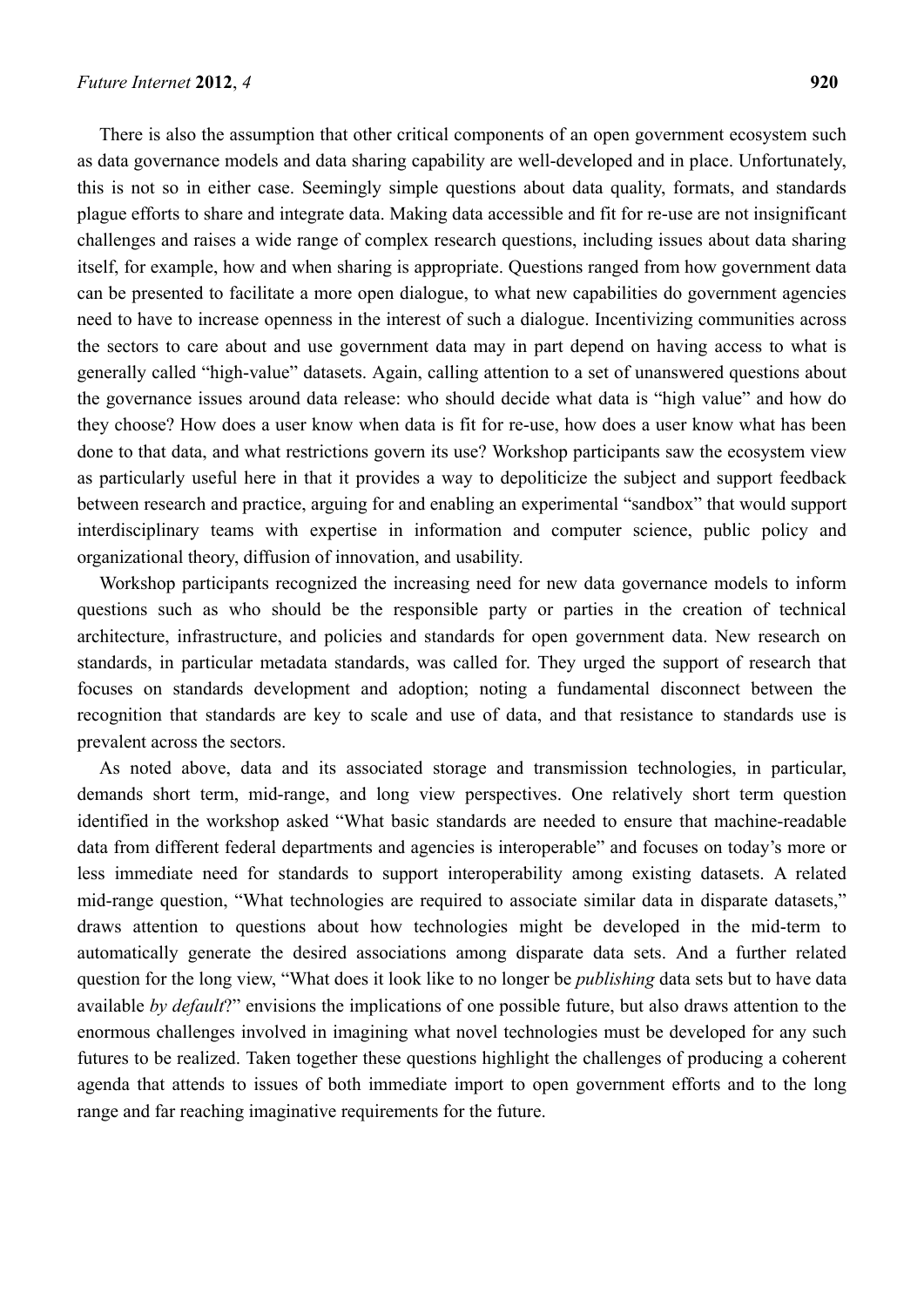There is also the assumption that other critical components of an open government ecosystem such as data governance models and data sharing capability are well-developed and in place. Unfortunately, this is not so in either case. Seemingly simple questions about data quality, formats, and standards plague efforts to share and integrate data. Making data accessible and fit for re-use are not insignificant challenges and raises a wide range of complex research questions, including issues about data sharing itself, for example, how and when sharing is appropriate. Questions ranged from how government data can be presented to facilitate a more open dialogue, to what new capabilities do government agencies need to have to increase openness in the interest of such a dialogue. Incentivizing communities across the sectors to care about and use government data may in part depend on having access to what is generally called "high-value" datasets. Again, calling attention to a set of unanswered questions about the governance issues around data release: who should decide what data is "high value" and how do they choose? How does a user know when data is fit for re-use, how does a user know what has been done to that data, and what restrictions govern its use? Workshop participants saw the ecosystem view as particularly useful here in that it provides a way to depoliticize the subject and support feedback between research and practice, arguing for and enabling an experimental "sandbox" that would support interdisciplinary teams with expertise in information and computer science, public policy and organizational theory, diffusion of innovation, and usability.

Workshop participants recognized the increasing need for new data governance models to inform questions such as who should be the responsible party or parties in the creation of technical architecture, infrastructure, and policies and standards for open government data. New research on standards, in particular metadata standards, was called for. They urged the support of research that focuses on standards development and adoption; noting a fundamental disconnect between the recognition that standards are key to scale and use of data, and that resistance to standards use is prevalent across the sectors.

As noted above, data and its associated storage and transmission technologies, in particular, demands short term, mid-range, and long view perspectives. One relatively short term question identified in the workshop asked "What basic standards are needed to ensure that machine-readable data from different federal departments and agencies is interoperable" and focuses on today's more or less immediate need for standards to support interoperability among existing datasets. A related mid-range question, "What technologies are required to associate similar data in disparate datasets," draws attention to questions about how technologies might be developed in the mid-term to automatically generate the desired associations among disparate data sets. And a further related question for the long view, "What does it look like to no longer be *publishing* data sets but to have data available *by default*?" envisions the implications of one possible future, but also draws attention to the enormous challenges involved in imagining what novel technologies must be developed for any such futures to be realized. Taken together these questions highlight the challenges of producing a coherent agenda that attends to issues of both immediate import to open government efforts and to the long range and far reaching imaginative requirements for the future.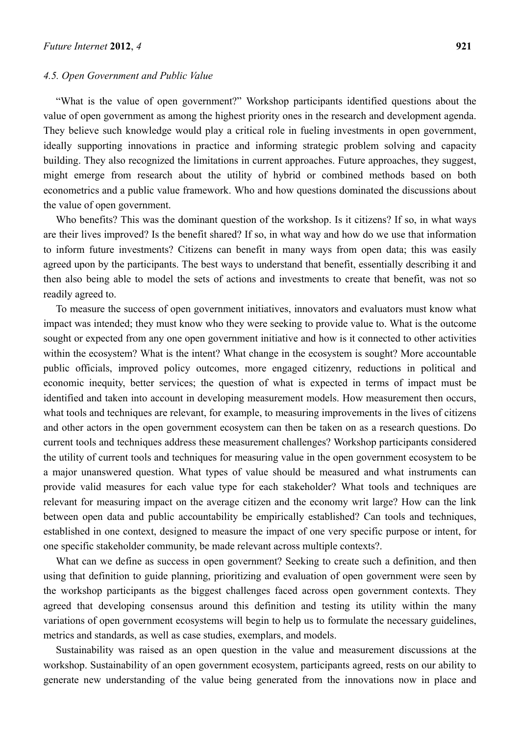### *4.5. Open Government and Public Value*

"What is the value of open government?" Workshop participants identified questions about the value of open government as among the highest priority ones in the research and development agenda. They believe such knowledge would play a critical role in fueling investments in open government, ideally supporting innovations in practice and informing strategic problem solving and capacity building. They also recognized the limitations in current approaches. Future approaches, they suggest, might emerge from research about the utility of hybrid or combined methods based on both econometrics and a public value framework. Who and how questions dominated the discussions about the value of open government.

Who benefits? This was the dominant question of the workshop. Is it citizens? If so, in what ways are their lives improved? Is the benefit shared? If so, in what way and how do we use that information to inform future investments? Citizens can benefit in many ways from open data; this was easily agreed upon by the participants. The best ways to understand that benefit, essentially describing it and then also being able to model the sets of actions and investments to create that benefit, was not so readily agreed to.

To measure the success of open government initiatives, innovators and evaluators must know what impact was intended; they must know who they were seeking to provide value to. What is the outcome sought or expected from any one open government initiative and how is it connected to other activities within the ecosystem? What is the intent? What change in the ecosystem is sought? More accountable public officials, improved policy outcomes, more engaged citizenry, reductions in political and economic inequity, better services; the question of what is expected in terms of impact must be identified and taken into account in developing measurement models. How measurement then occurs, what tools and techniques are relevant, for example, to measuring improvements in the lives of citizens and other actors in the open government ecosystem can then be taken on as a research questions. Do current tools and techniques address these measurement challenges? Workshop participants considered the utility of current tools and techniques for measuring value in the open government ecosystem to be a major unanswered question. What types of value should be measured and what instruments can provide valid measures for each value type for each stakeholder? What tools and techniques are relevant for measuring impact on the average citizen and the economy writ large? How can the link between open data and public accountability be empirically established? Can tools and techniques, established in one context, designed to measure the impact of one very specific purpose or intent, for one specific stakeholder community, be made relevant across multiple contexts?.

What can we define as success in open government? Seeking to create such a definition, and then using that definition to guide planning, prioritizing and evaluation of open government were seen by the workshop participants as the biggest challenges faced across open government contexts. They agreed that developing consensus around this definition and testing its utility within the many variations of open government ecosystems will begin to help us to formulate the necessary guidelines, metrics and standards, as well as case studies, exemplars, and models.

Sustainability was raised as an open question in the value and measurement discussions at the workshop. Sustainability of an open government ecosystem, participants agreed, rests on our ability to generate new understanding of the value being generated from the innovations now in place and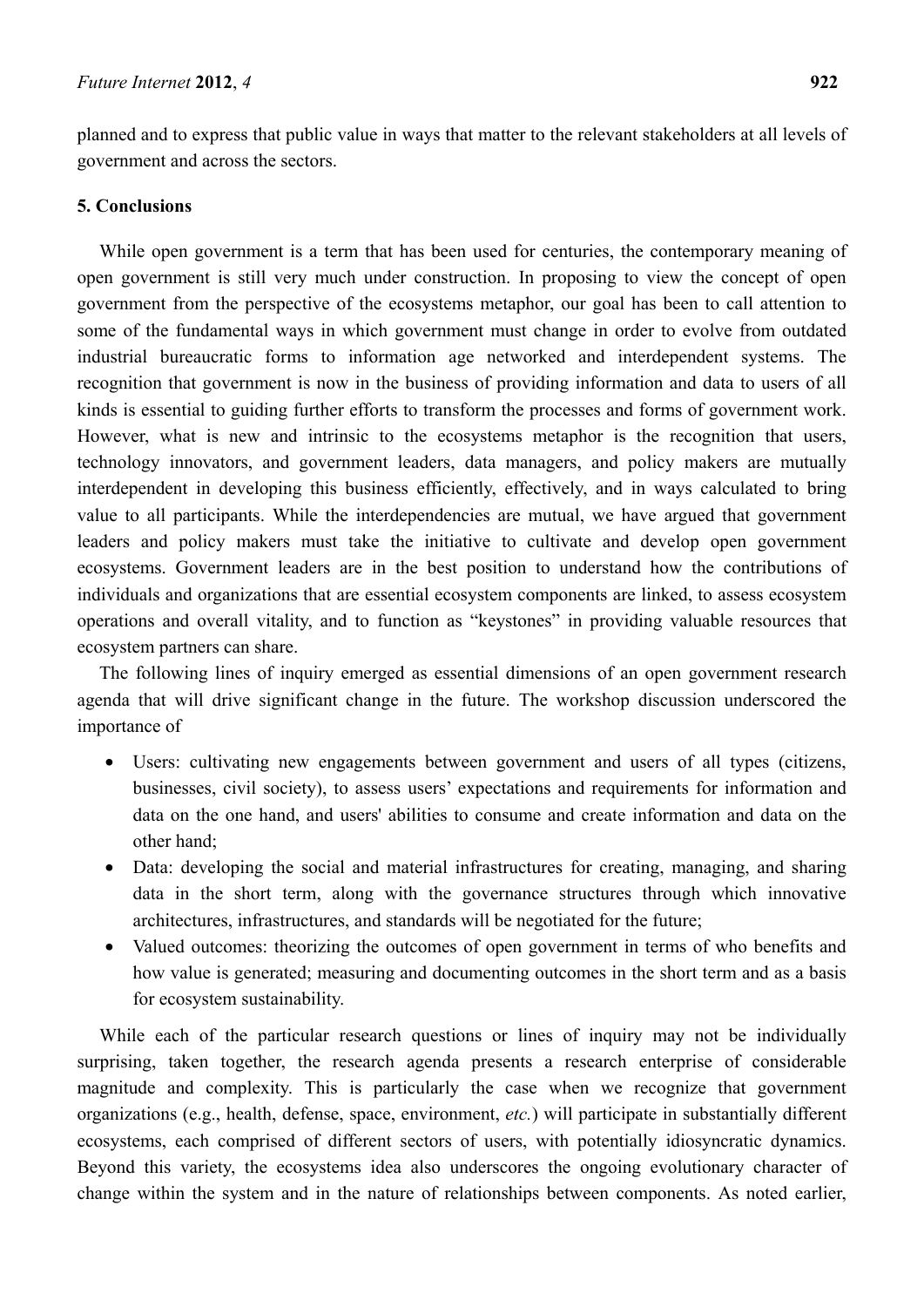planned and to express that public value in ways that matter to the relevant stakeholders at all levels of government and across the sectors.

## 5. Conclusions

While open government is a term that has been used for centuries, the contemporary meaning of open government is still very much under construction. In proposing to view the concept of open government from the perspective of the ecosystems metaphor, our goal has been to call attention to some of the fundamental ways in which government must change in order to evolve from outdated industrial bureaucratic forms to information age networked and interdependent systems. The recognition that government is now in the business of providing information and data to users of all kinds is essential to guiding further efforts to transform the processes and forms of government work. However, what is new and intrinsic to the ecosystems metaphor is the recognition that users, technology innovators, and government leaders, data managers, and policy makers are mutually interdependent in developing this business efficiently, effectively, and in ways calculated to bring value to all participants. While the interdependencies are mutual, we have argued that government leaders and policy makers must take the initiative to cultivate and develop open government ecosystems. Government leaders are in the best position to understand how the contributions of individuals and organizations that are essential ecosystem components are linked, to assess ecosystem operations and overall vitality, and to function as "keystones" in providing valuable resources that ecosystem partners can share.

The following lines of inquiry emerged as essential dimensions of an open government research agenda that will drive significant change in the future. The workshop discussion underscored the importance of

- Users: cultivating new engagements between government and users of all types (citizens, businesses, civil society), to assess users' expectations and requirements for information and data on the one hand, and users' abilities to consume and create information and data on the other hand;
- Data: developing the social and material infrastructures for creating, managing, and sharing data in the short term, along with the governance structures through which innovative architectures, infrastructures, and standards will be negotiated for the future;
- Valued outcomes: theorizing the outcomes of open government in terms of who benefits and how value is generated; measuring and documenting outcomes in the short term and as a basis for ecosystem sustainability.

While each of the particular research questions or lines of inquiry may not be individually surprising, taken together, the research agenda presents a research enterprise of considerable magnitude and complexity. This is particularly the case when we recognize that government organizations (e.g., health, defense, space, environment, *etc.*) will participate in substantially different ecosystems, each comprised of different sectors of users, with potentially idiosyncratic dynamics. Beyond this variety, the ecosystems idea also underscores the ongoing evolutionary character of change within the system and in the nature of relationships between components. As noted earlier,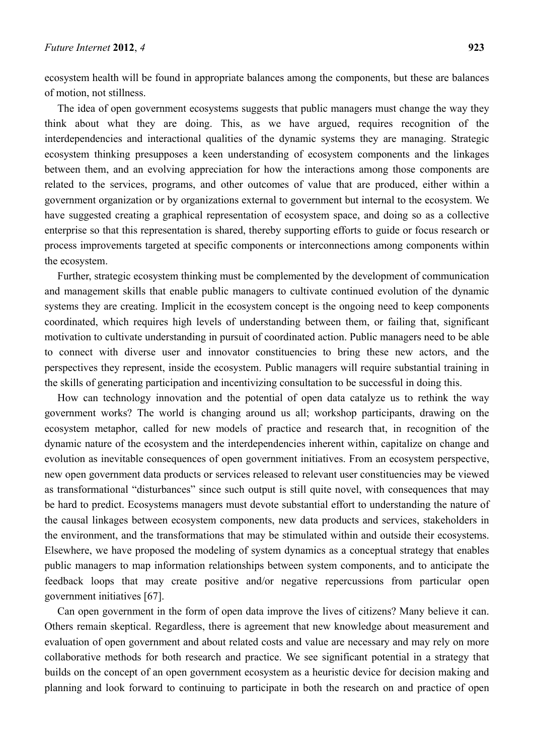ecosystem health will be found in appropriate balances among the components, but these are balances of motion, not stillness.

The idea of open government ecosystems suggests that public managers must change the way they think about what they are doing. This, as we have argued, requires recognition of the interdependencies and interactional qualities of the dynamic systems they are managing. Strategic ecosystem thinking presupposes a keen understanding of ecosystem components and the linkages between them, and an evolving appreciation for how the interactions among those components are related to the services, programs, and other outcomes of value that are produced, either within a government organization or by organizations external to government but internal to the ecosystem. We have suggested creating a graphical representation of ecosystem space, and doing so as a collective enterprise so that this representation is shared, thereby supporting efforts to guide or focus research or process improvements targeted at specific components or interconnections among components within the ecosystem.

Further, strategic ecosystem thinking must be complemented by the development of communication and management skills that enable public managers to cultivate continued evolution of the dynamic systems they are creating. Implicit in the ecosystem concept is the ongoing need to keep components coordinated, which requires high levels of understanding between them, or failing that, significant motivation to cultivate understanding in pursuit of coordinated action. Public managers need to be able to connect with diverse user and innovator constituencies to bring these new actors, and the perspectives they represent, inside the ecosystem. Public managers will require substantial training in the skills of generating participation and incentivizing consultation to be successful in doing this.

How can technology innovation and the potential of open data catalyze us to rethink the way government works? The world is changing around us all; workshop participants, drawing on the ecosystem metaphor, called for new models of practice and research that, in recognition of the dynamic nature of the ecosystem and the interdependencies inherent within, capitalize on change and evolution as inevitable consequences of open government initiatives. From an ecosystem perspective, new open government data products or services released to relevant user constituencies may be viewed as transformational "disturbances" since such output is still quite novel, with consequences that may be hard to predict. Ecosystems managers must devote substantial effort to understanding the nature of the causal linkages between ecosystem components, new data products and services, stakeholders in the environment, and the transformations that may be stimulated within and outside their ecosystems. Elsewhere, we have proposed the modeling of system dynamics as a conceptual strategy that enables public managers to map information relationships between system components, and to anticipate the feedback loops that may create positive and/or negative repercussions from particular open government initiatives [67].

Can open government in the form of open data improve the lives of citizens? Many believe it can. Others remain skeptical. Regardless, there is agreement that new knowledge about measurement and evaluation of open government and about related costs and value are necessary and may rely on more collaborative methods for both research and practice. We see significant potential in a strategy that builds on the concept of an open government ecosystem as a heuristic device for decision making and planning and look forward to continuing to participate in both the research on and practice of open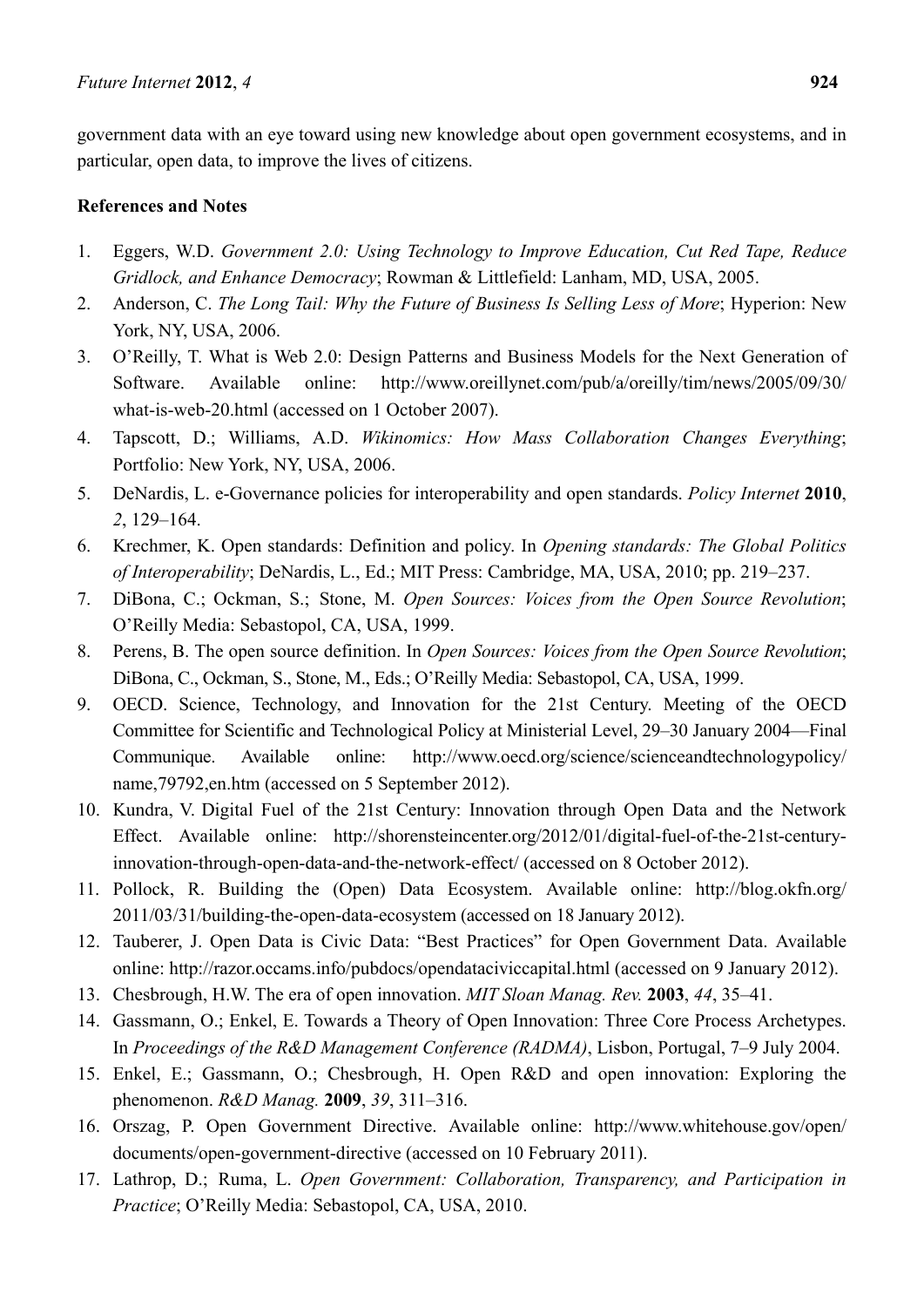government data with an eye toward using new knowledge about open government ecosystems, and in particular, open data, to improve the lives of citizens.

**References and Notes**

1. Eggers, W.D. *Government 2.0: Using Technology to Improve Education, Cut Red Tape, Reduce Gridlock, and Enhance Democracy*; Rowman & Littlefield: Lanham, MD, USA, 2005.
2. Anderson, C. *The Long Tail: Why the Future of Business Is Selling Less of More*; Hyperion: New York, NY, USA, 2006.
3. O'Reilly, T. What is Web 2.0: Design Patterns and Business Models for the Next Generation of Software. Available online: http://www.oreillynet.com/pub/a/oreilly/tim/news/2005/09/30/what-is-web-20.html (accessed on 1 October 2007).
4. Tapscott, D.; Williams, A.D. *Wikinomics: How Mass Collaboration Changes Everything*; Portfolio: New York, NY, USA, 2006.
5. DeNardis, L. e-Governance policies for interoperability and open standards. *Policy Internet* **2010**, *2*, 129–164.
6. Krechmer, K. Open standards: Definition and policy. In *Opening standards: The Global Politics of Interoperability*; DeNardis, L., Ed.; MIT Press: Cambridge, MA, USA, 2010; pp. 219–237.
7. DiBona, C.; Ockman, S.; Stone, M. *Open Sources: Voices from the Open Source Revolution*; O'Reilly Media: Sebastopol, CA, USA, 1999.
8. Perens, B. The open source definition. In *Open Sources: Voices from the Open Source Revolution*; DiBona, C., Ockman, S., Stone, M., Eds.; O'Reilly Media: Sebastopol, CA, USA, 1999.
9. OECD. Science, Technology, and Innovation for the 21st Century. Meeting of the OECD Committee for Scientific and Technological Policy at Ministerial Level, 29–30 January 2004—Final Communique. Available online: http://www.oecd.org/science/scienceandtechnologypolicy/name,79792,en.htm (accessed on 5 September 2012).
10. Kundra, V. Digital Fuel of the 21st Century: Innovation through Open Data and the Network Effect. Available online: http://shorensteincenter.org/2012/01/digital-fuel-of-the-21st-century-innovation-through-open-data-and-the-network-effect/ (accessed on 8 October 2012).
11. Pollock, R. Building the (Open) Data Ecosystem. Available online: http://blog.okfn.org/2011/03/31/building-the-open-data-ecosystem (accessed on 18 January 2012).
12. Tauberer, J. Open Data is Civic Data: "Best Practices" for Open Government Data. Available online: http://razor.occams.info/pubdocs/opendataciviccapital.html (accessed on 9 January 2012).
13. Chesbrough, H.W. The era of open innovation. *MIT Sloan Manag. Rev.* **2003**, *44*, 35–41.
14. Gassmann, O.; Enkel, E. Towards a Theory of Open Innovation: Three Core Process Archetypes. In *Proceedings of the R&D Management Conference (RADMA)*, Lisbon, Portugal, 7–9 July 2004.
15. Enkel, E.; Gassmann, O.; Chesbrough, H. Open R&D and open innovation: Exploring the phenomenon. *R&D Manag.* **2009**, *39*, 311–316.
16. Orszag, P. Open Government Directive. Available online: http://www.whitehouse.gov/open/documents/open-government-directive (accessed on 10 February 2011).
17. Lathrop, D.; Ruma, L. *Open Government: Collaboration, Transparency, and Participation in Practice*; O'Reilly Media: Sebastopol, CA, USA, 2010.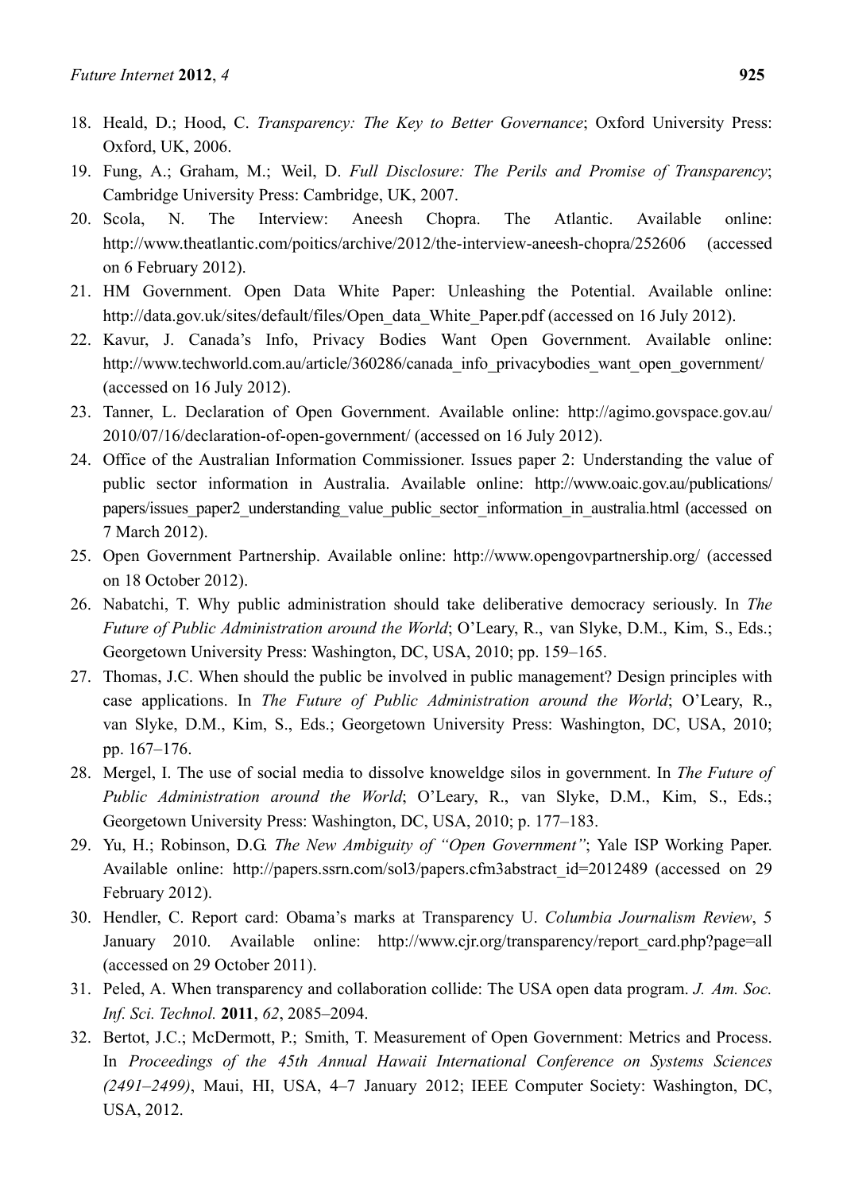18. Heald, D.; Hood, C. *Transparency: The Key to Better Governance*; Oxford University Press: Oxford, UK, 2006.
19. Fung, A.; Graham, M.; Weil, D. *Full Disclosure: The Perils and Promise of Transparency*; Cambridge University Press: Cambridge, UK, 2007.
20. Scola, N. The Interview: Aneesh Chopra. The Atlantic. Available online: http://www.theatlantic.com/poitics/archive/2012/the-interview-aneesh-chopra/252606 (accessed on 6 February 2012).
21. HM Government. Open Data White Paper: Unleashing the Potential. Available online: http://data.gov.uk/sites/default/files/Open_data_White_Paper.pdf (accessed on 16 July 2012).
22. Kavur, J. Canada's Info, Privacy Bodies Want Open Government. Available online: http://www.techworld.com.au/article/360286/canada_info_privacybodies_want_open_government/ (accessed on 16 July 2012).
23. Tanner, L. Declaration of Open Government. Available online: http://agimo.govspace.gov.au/2010/07/16/declaration-of-open-government/ (accessed on 16 July 2012).
24. Office of the Australian Information Commissioner. Issues paper 2: Understanding the value of public sector information in Australia. Available online: http://www.oaic.gov.au/publications/papers/issues_paper2_understanding_value_public_sector_information_in_australia.html (accessed on 7 March 2012).
25. Open Government Partnership. Available online: http://www.opengovpartnership.org/ (accessed on 18 October 2012).
26. Nabatchi, T. Why public administration should take deliberative democracy seriously. In *The Future of Public Administration around the World*; O'Leary, R., van Slyke, D.M., Kim, S., Eds.; Georgetown University Press: Washington, DC, USA, 2010; pp. 159–165.
27. Thomas, J.C. When should the public be involved in public management? Design principles with case applications. In *The Future of Public Administration around the World*; O'Leary, R., van Slyke, D.M., Kim, S., Eds.; Georgetown University Press: Washington, DC, USA, 2010; pp. 167–176.
28. Mergel, I. The use of social media to dissolve knoweldge silos in government. In *The Future of Public Administration around the World*; O'Leary, R., van Slyke, D.M., Kim, S., Eds.; Georgetown University Press: Washington, DC, USA, 2010; p. 177–183.
29. Yu, H.; Robinson, D.G. *The New Ambiguity of "Open Government"*; Yale ISP Working Paper. Available online: http://papers.ssrn.com/sol3/papers.cfm3abstract_id=2012489 (accessed on 29 February 2012).
30. Hendler, C. Report card: Obama's marks at Transparency U. *Columbia Journalism Review*, 5 January 2010. Available online: http://www.cjr.org/transparency/report_card.php?page=all (accessed on 29 October 2011).
31. Peled, A. When transparency and collaboration collide: The USA open data program. *J. Am. Soc. Inf. Sci. Technol.* **2011**, *62*, 2085–2094.
32. Bertot, J.C.; McDermott, P.; Smith, T. Measurement of Open Government: Metrics and Process. In *Proceedings of the 45th Annual Hawaii International Conference on Systems Sciences (2491–2499)*, Maui, HI, USA, 4–7 January 2012; IEEE Computer Society: Washington, DC, USA, 2012.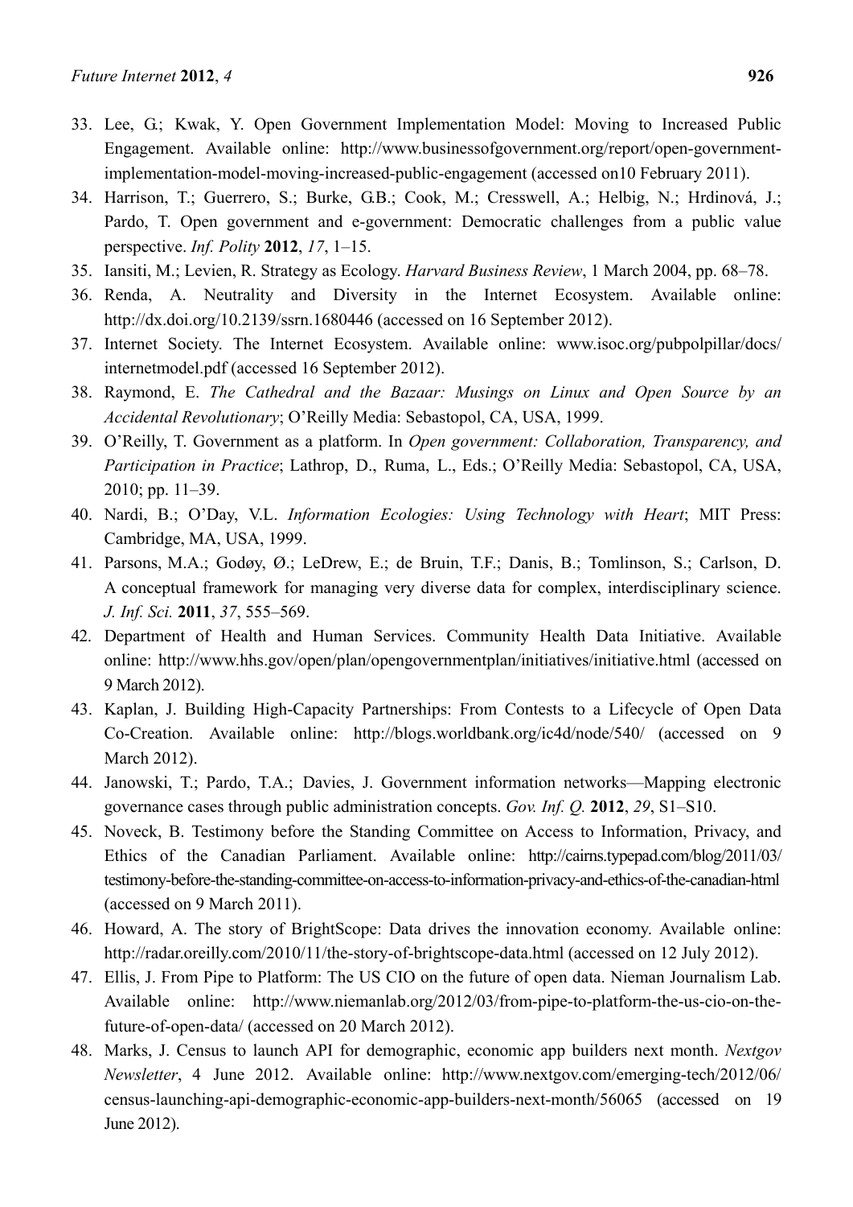33. Lee, G.; Kwak, Y. Open Government Implementation Model: Moving to Increased Public Engagement. Available online: http://www.businessofgovernment.org/report/open-government-implementation-model-moving-increased-public-engagement (accessed on10 February 2011).
34. Harrison, T.; Guerrero, S.; Burke, G.B.; Cook, M.; Cresswell, A.; Helbig, N.; Hrdinová, J.; Pardo, T. Open government and e-government: Democratic challenges from a public value perspective. *Inf. Polity* **2012**, *17*, 1–15.
35. Iansiti, M.; Levien, R. Strategy as Ecology. *Harvard Business Review*, 1 March 2004, pp. 68–78.
36. Renda, A. Neutrality and Diversity in the Internet Ecosystem. Available online: http://dx.doi.org/10.2139/ssrn.1680446 (accessed on 16 September 2012).
37. Internet Society. The Internet Ecosystem. Available online: www.isoc.org/pubpolpillar/docs/internetmodel.pdf (accessed 16 September 2012).
38. Raymond, E. *The Cathedral and the Bazaar: Musings on Linux and Open Source by an Accidental Revolutionary*; O'Reilly Media: Sebastopol, CA, USA, 1999.
39. O'Reilly, T. Government as a platform. In *Open government: Collaboration, Transparency, and Participation in Practice*; Lathrop, D., Ruma, L., Eds.; O'Reilly Media: Sebastopol, CA, USA, 2010; pp. 11–39.
40. Nardi, B.; O'Day, V.L. *Information Ecologies: Using Technology with Heart*; MIT Press: Cambridge, MA, USA, 1999.
41. Parsons, M.A.; Godøy, Ø.; LeDrew, E.; de Bruin, T.F.; Danis, B.; Tomlinson, S.; Carlson, D. A conceptual framework for managing very diverse data for complex, interdisciplinary science. *J. Inf. Sci.* **2011**, *37*, 555–569.
42. Department of Health and Human Services. Community Health Data Initiative. Available online: http://www.hhs.gov/open/plan/opengovernmentplan/initiatives/initiative.html (accessed on 9 March 2012).
43. Kaplan, J. Building High-Capacity Partnerships: From Contests to a Lifecycle of Open Data Co-Creation. Available online: http://blogs.worldbank.org/ic4d/node/540/ (accessed on 9 March 2012).
44. Janowski, T.; Pardo, T.A.; Davies, J. Government information networks—Mapping electronic governance cases through public administration concepts. *Gov. Inf. Q.* **2012**, *29*, S1–S10.
45. Noveck, B. Testimony before the Standing Committee on Access to Information, Privacy, and Ethics of the Canadian Parliament. Available online: http://cairns.typepad.com/blog/2011/03/testimony-before-the-standing-committee-on-access-to-information-privacy-and-ethics-of-the-canadian-html (accessed on 9 March 2011).
46. Howard, A. The story of BrightScope: Data drives the innovation economy. Available online: http://radar.oreilly.com/2010/11/the-story-of-brightscope-data.html (accessed on 12 July 2012).
47. Ellis, J. From Pipe to Platform: The US CIO on the future of open data. Nieman Journalism Lab. Available online: http://www.niemanlab.org/2012/03/from-pipe-to-platform-the-us-cio-on-the-future-of-open-data/ (accessed on 20 March 2012).
48. Marks, J. Census to launch API for demographic, economic app builders next month. *Nextgov Newsletter*, 4 June 2012. Available online: http://www.nextgov.com/emerging-tech/2012/06/census-launching-api-demographic-economic-app-builders-next-month/56065 (accessed on 19 June 2012).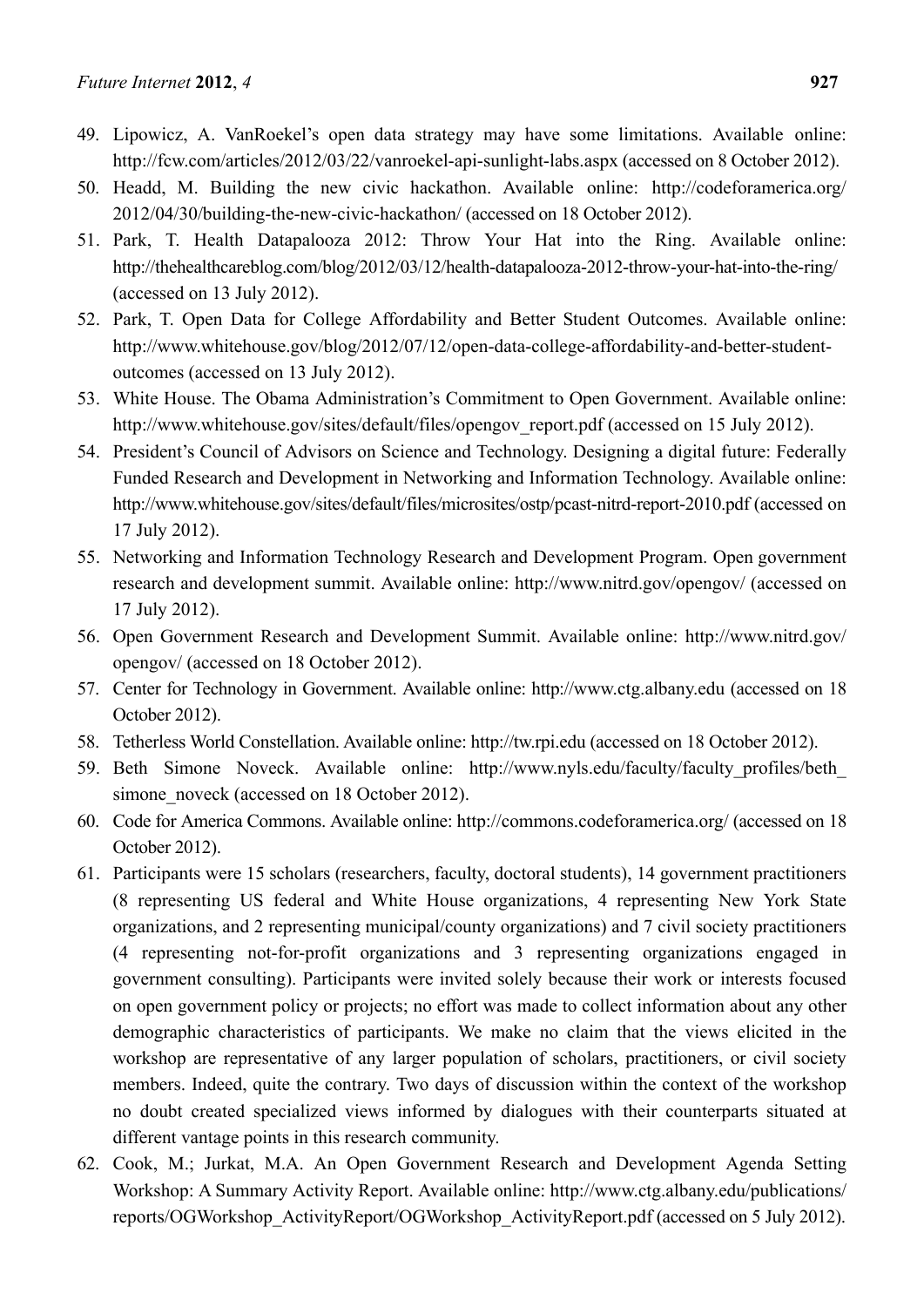49. Lipowicz, A. VanRoekel's open data strategy may have some limitations. Available online: http://fcw.com/articles/2012/03/22/vanroekel-api-sunlight-labs.aspx (accessed on 8 October 2012).
50. Headd, M. Building the new civic hackathon. Available online: http://codeforamerica.org/2012/04/30/building-the-new-civic-hackathon/ (accessed on 18 October 2012).
51. Park, T. Health Datapalooza 2012: Throw Your Hat into the Ring. Available online: http://thehealthcareblog.com/blog/2012/03/12/health-datapalooza-2012-throw-your-hat-into-the-ring/ (accessed on 13 July 2012).
52. Park, T. Open Data for College Affordability and Better Student Outcomes. Available online: http://www.whitehouse.gov/blog/2012/07/12/open-data-college-affordability-and-better-student-outcomes (accessed on 13 July 2012).
53. White House. The Obama Administration's Commitment to Open Government. Available online: http://www.whitehouse.gov/sites/default/files/opengov_report.pdf (accessed on 15 July 2012).
54. President's Council of Advisors on Science and Technology. Designing a digital future: Federally Funded Research and Development in Networking and Information Technology. Available online: http://www.whitehouse.gov/sites/default/files/microsites/ostp/pcast-nitrd-report-2010.pdf (accessed on 17 July 2012).
55. Networking and Information Technology Research and Development Program. Open government research and development summit. Available online: http://www.nitrd.gov/opengov/ (accessed on 17 July 2012).
56. Open Government Research and Development Summit. Available online: http://www.nitrd.gov/opengov/ (accessed on 18 October 2012).
57. Center for Technology in Government. Available online: http://www.ctg.albany.edu (accessed on 18 October 2012).
58. Tetherless World Constellation. Available online: http://tw.rpi.edu (accessed on 18 October 2012).
59. Beth Simone Noveck. Available online: http://www.nyls.edu/faculty/faculty_profiles/beth_simone_noveck (accessed on 18 October 2012).
60. Code for America Commons. Available online: http://commons.codeforamerica.org/ (accessed on 18 October 2012).
61. Participants were 15 scholars (researchers, faculty, doctoral students), 14 government practitioners (8 representing US federal and White House organizations, 4 representing New York State organizations, and 2 representing municipal/county organizations) and 7 civil society practitioners (4 representing not-for-profit organizations and 3 representing organizations engaged in government consulting). Participants were invited solely because their work or interests focused on open government policy or projects; no effort was made to collect information about any other demographic characteristics of participants. We make no claim that the views elicited in the workshop are representative of any larger population of scholars, practitioners, or civil society members. Indeed, quite the contrary. Two days of discussion within the context of the workshop no doubt created specialized views informed by dialogues with their counterparts situated at different vantage points in this research community.
62. Cook, M.; Jurkat, M.A. An Open Government Research and Development Agenda Setting Workshop: A Summary Activity Report. Available online: http://www.ctg.albany.edu/publications/reports/OGWorkshop_ActivityReport/OGWorkshop_ActivityReport.pdf (accessed on 5 July 2012).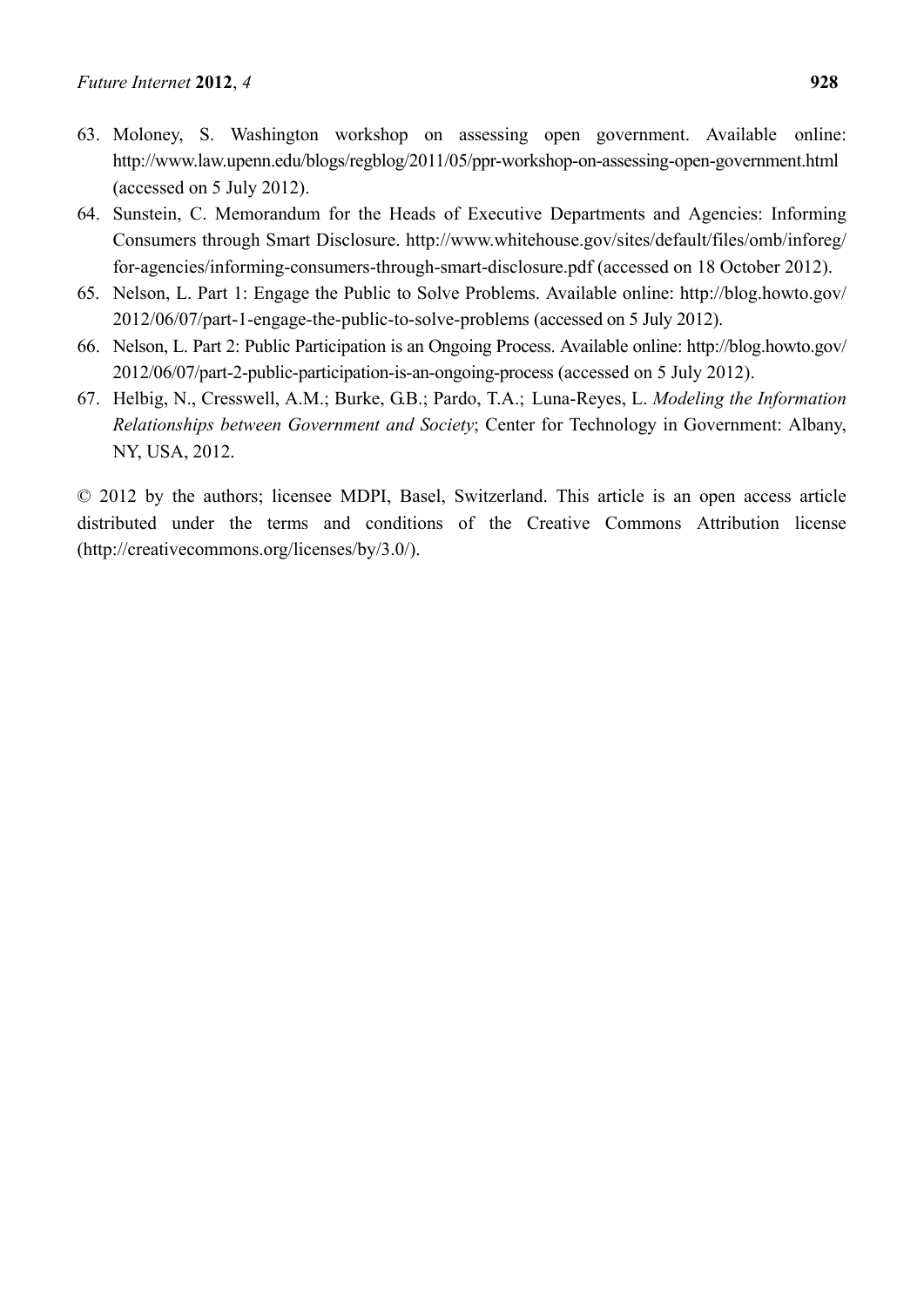63. Moloney, S. Washington workshop on assessing open government. Available online: http://www.law.upenn.edu/blogs/regblog/2011/05/ppr-workshop-on-assessing-open-government.html (accessed on 5 July 2012).
64. Sunstein, C. Memorandum for the Heads of Executive Departments and Agencies: Informing Consumers through Smart Disclosure. http://www.whitehouse.gov/sites/default/files/omb/inforeg/for-agencies/informing-consumers-through-smart-disclosure.pdf (accessed on 18 October 2012).
65. Nelson, L. Part 1: Engage the Public to Solve Problems. Available online: http://blog.howto.gov/2012/06/07/part-1-engage-the-public-to-solve-problems (accessed on 5 July 2012).
66. Nelson, L. Part 2: Public Participation is an Ongoing Process. Available online: http://blog.howto.gov/2012/06/07/part-2-public-participation-is-an-ongoing-process (accessed on 5 July 2012).
67. Helbig, N., Cresswell, A.M.; Burke, G.B.; Pardo, T.A.; Luna-Reyes, L. *Modeling the Information Relationships between Government and Society*; Center for Technology in Government: Albany, NY, USA, 2012.

© 2012 by the authors; licensee MDPI, Basel, Switzerland. This article is an open access article distributed under the terms and conditions of the Creative Commons Attribution license (http://creativecommons.org/licenses/by/3.0/).